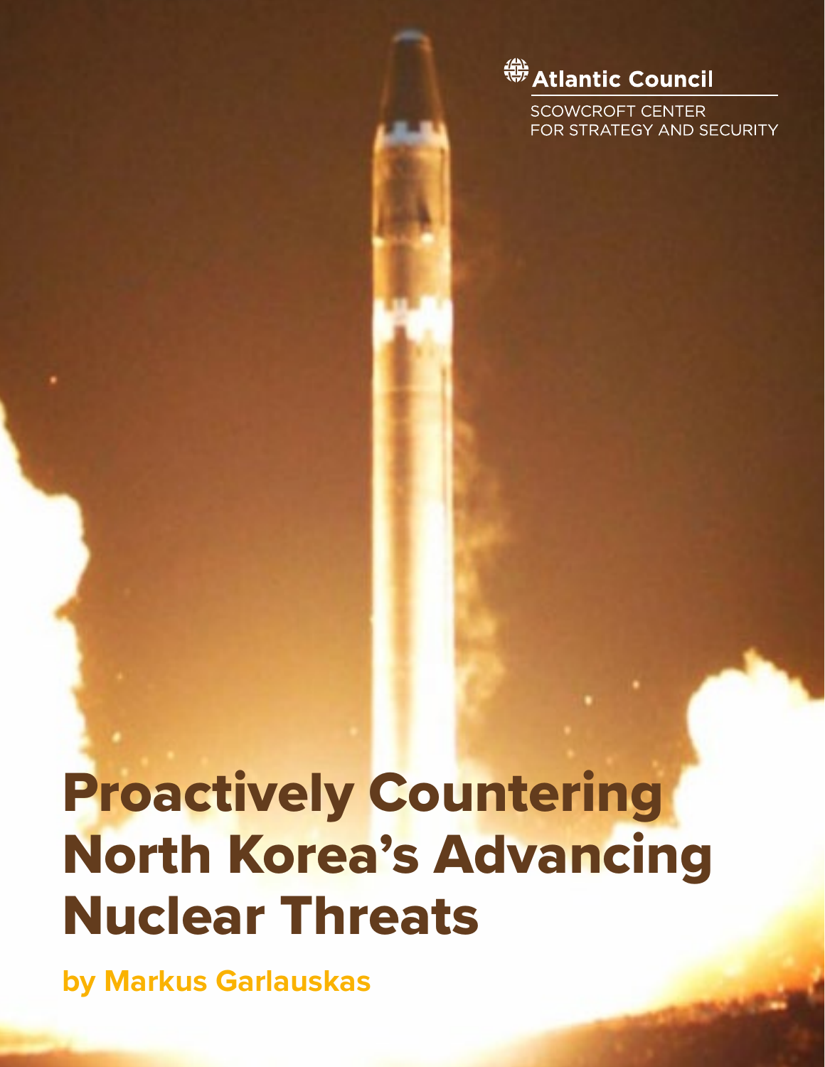Atlantic Council

SCOWCROFT CENTER
FOR STRATEGY AND SECURITY

# Proactively Countering North Korea's Advancing Nuclear Threats

**by Markus Garlauskas**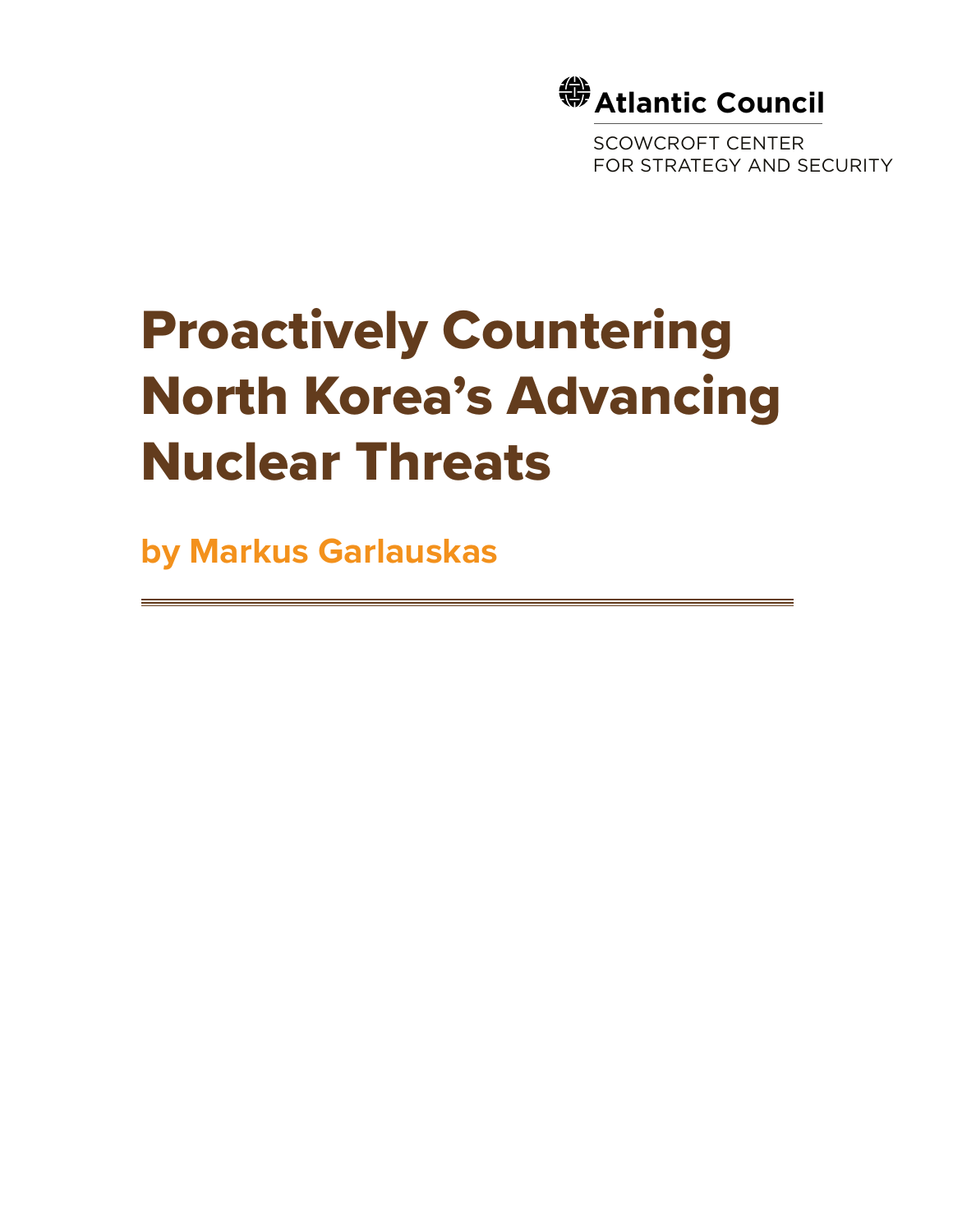Atlantic Council

SCOWCROFT CENTER
FOR STRATEGY AND SECURITY

# Proactively Countering North Korea's Advancing Nuclear Threats

**by Markus Garlauskas**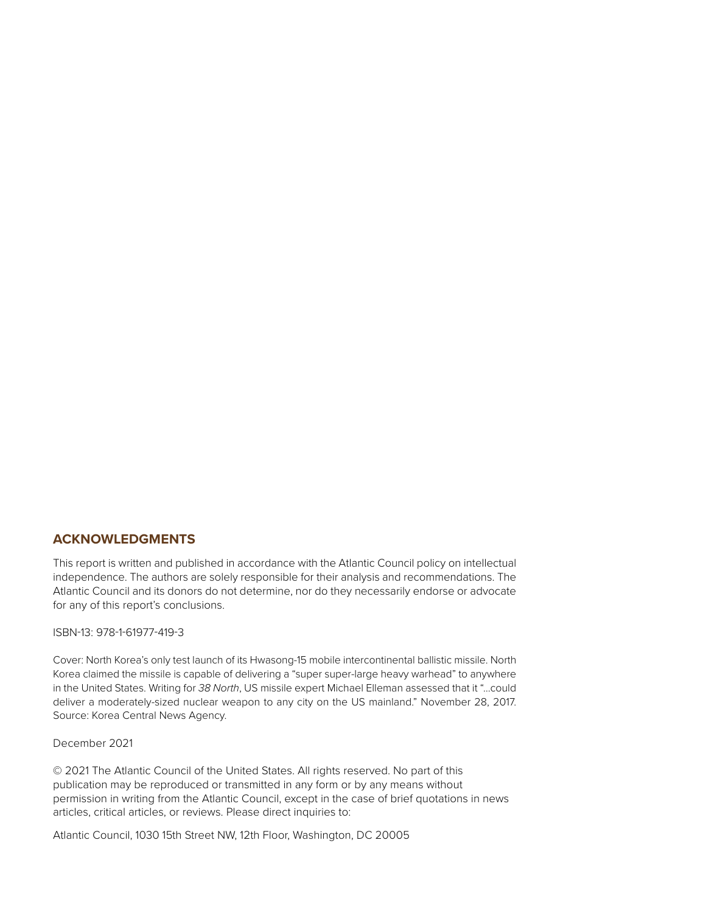## ACKNOWLEDGMENTS

This report is written and published in accordance with the Atlantic Council policy on intellectual independence. The authors are solely responsible for their analysis and recommendations. The Atlantic Council and its donors do not determine, nor do they necessarily endorse or advocate for any of this report's conclusions.

ISBN-13: 978-1-61977-419-3

Cover: North Korea's only test launch of its Hwasong-15 mobile intercontinental ballistic missile. North Korea claimed the missile is capable of delivering a "super super-large heavy warhead" to anywhere in the United States. Writing for *38 North*, US missile expert Michael Elleman assessed that it "...could deliver a moderately-sized nuclear weapon to any city on the US mainland." November 28, 2017. Source: Korea Central News Agency.

December 2021

© 2021 The Atlantic Council of the United States. All rights reserved. No part of this publication may be reproduced or transmitted in any form or by any means without permission in writing from the Atlantic Council, except in the case of brief quotations in news articles, critical articles, or reviews. Please direct inquiries to:

Atlantic Council, 1030 15th Street NW, 12th Floor, Washington, DC 20005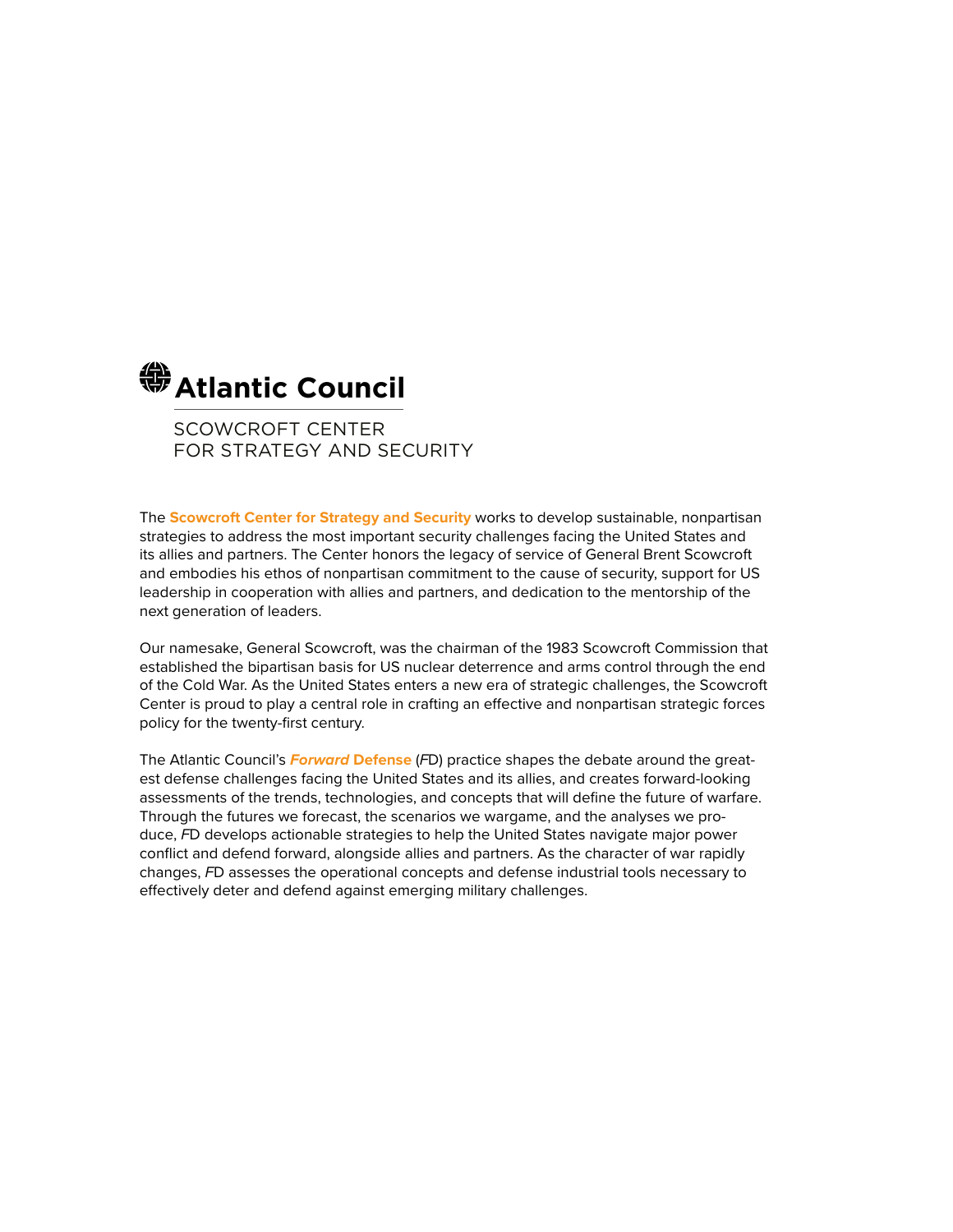# Atlantic Council

SCOWCROFT CENTER
FOR STRATEGY AND SECURITY

The **Scowcroft Center for Strategy and Security** works to develop sustainable, nonpartisan strategies to address the most important security challenges facing the United States and its allies and partners. The Center honors the legacy of service of General Brent Scowcroft and embodies his ethos of nonpartisan commitment to the cause of security, support for US leadership in cooperation with allies and partners, and dedication to the mentorship of the next generation of leaders.

Our namesake, General Scowcroft, was the chairman of the 1983 Scowcroft Commission that established the bipartisan basis for US nuclear deterrence and arms control through the end of the Cold War. As the United States enters a new era of strategic challenges, the Scowcroft Center is proud to play a central role in crafting an effective and nonpartisan strategic forces policy for the twenty-first century.

The Atlantic Council's ***Forward*** **Defense** (*F*D) practice shapes the debate around the greatest defense challenges facing the United States and its allies, and creates forward-looking assessments of the trends, technologies, and concepts that will define the future of warfare. Through the futures we forecast, the scenarios we wargame, and the analyses we produce, *F*D develops actionable strategies to help the United States navigate major power conflict and defend forward, alongside allies and partners. As the character of war rapidly changes, *F*D assesses the operational concepts and defense industrial tools necessary to effectively deter and defend against emerging military challenges.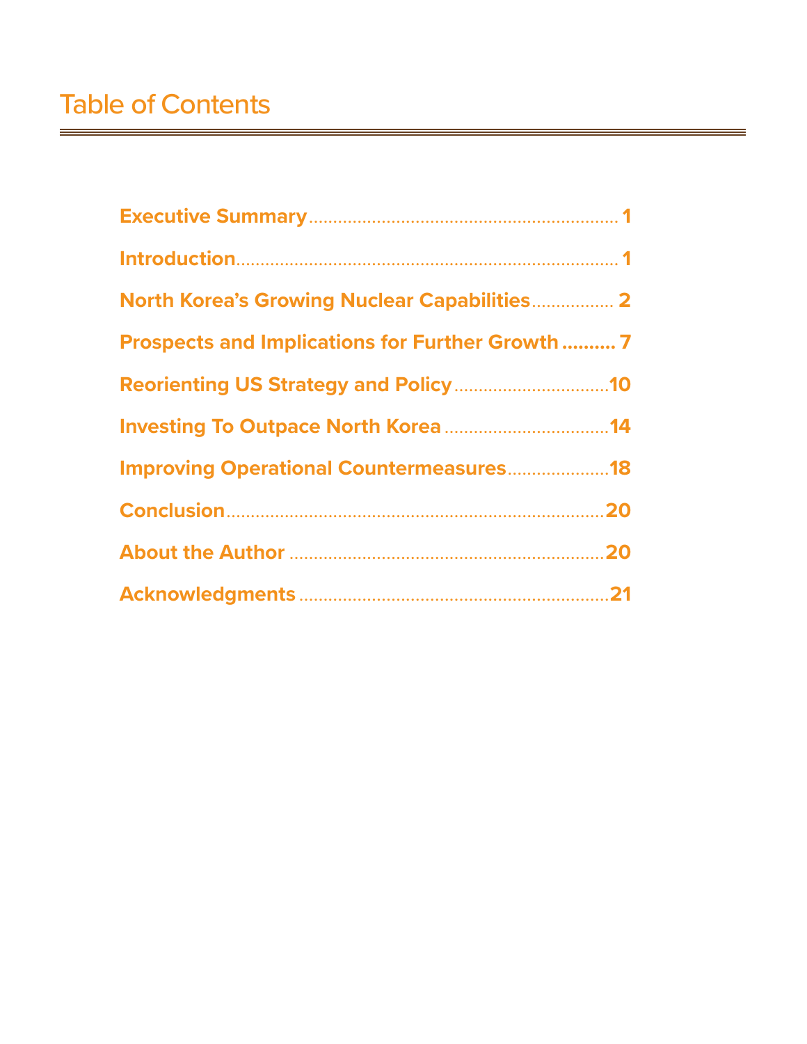# Table of Contents

| Section | Page |
| --- | --- |
| **Executive Summary** | **1** |
| **Introduction** | **1** |
| **North Korea's Growing Nuclear Capabilities** | **2** |
| **Prospects and Implications for Further Growth** | **7** |
| **Reorienting US Strategy and Policy** | **10** |
| **Investing To Outpace North Korea** | **14** |
| **Improving Operational Countermeasures** | **18** |
| **Conclusion** | **20** |
| **About the Author** | **20** |
| **Acknowledgments** | **21** |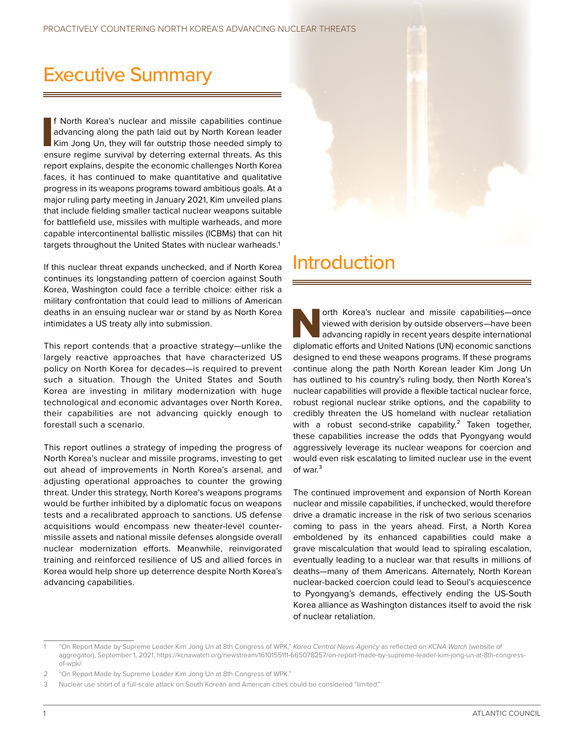# Executive Summary

If North Korea's nuclear and missile capabilities continue advancing along the path laid out by North Korean leader Kim Jong Un, they will far outstrip those needed simply to ensure regime survival by deterring external threats. As this report explains, despite the economic challenges North Korea faces, it has continued to make quantitative and qualitative progress in its weapons programs toward ambitious goals. At a major ruling party meeting in January 2021, Kim unveiled plans that include fielding smaller tactical nuclear weapons suitable for battlefield use, missiles with multiple warheads, and more capable intercontinental ballistic missiles (ICBMs) that can hit targets throughout the United States with nuclear warheads.[1]

If this nuclear threat expands unchecked, and if North Korea continues its longstanding pattern of coercion against South Korea, Washington could face a terrible choice: either risk a military confrontation that could lead to millions of American deaths in an ensuing nuclear war or stand by as North Korea intimidates a US treaty ally into submission.

This report contends that a proactive strategy—unlike the largely reactive approaches that have characterized US policy on North Korea for decades—is required to prevent such a situation. Though the United States and South Korea are investing in military modernization with huge technological and economic advantages over North Korea, their capabilities are not advancing quickly enough to forestall such a scenario.

This report outlines a strategy of impeding the progress of North Korea's nuclear and missile programs, investing to get out ahead of improvements in North Korea's arsenal, and adjusting operational approaches to counter the growing threat. Under this strategy, North Korea's weapons programs would be further inhibited by a diplomatic focus on weapons tests and a recalibrated approach to sanctions. US defense acquisitions would encompass new theater-level counter-missile assets and national missile defenses alongside overall nuclear modernization efforts. Meanwhile, reinvigorated training and reinforced resilience of US and allied forces in Korea would help shore up deterrence despite North Korea's advancing capabilities.

# Introduction

North Korea's nuclear and missile capabilities—once viewed with derision by outside observers—have been advancing rapidly in recent years despite international diplomatic efforts and United Nations (UN) economic sanctions designed to end these weapons programs. If these programs continue along the path North Korean leader Kim Jong Un has outlined to his country's ruling body, then North Korea's nuclear capabilities will provide a flexible tactical nuclear force, robust regional nuclear strike options, and the capability to credibly threaten the US homeland with nuclear retaliation with a robust second-strike capability.[2] Taken together, these capabilities increase the odds that Pyongyang would aggressively leverage its nuclear weapons for coercion and would even risk escalating to limited nuclear use in the event of war.[3]

The continued improvement and expansion of North Korean nuclear and missile capabilities, if unchecked, would therefore drive a dramatic increase in the risk of two serious scenarios coming to pass in the years ahead. First, a North Korea emboldened by its enhanced capabilities could make a grave miscalculation that would lead to spiraling escalation, eventually leading to a nuclear war that results in millions of deaths—many of them Americans. Alternately, North Korean nuclear-backed coercion could lead to Seoul's acquiescence to Pyongyang's demands, effectively ending the US-South Korea alliance as Washington distances itself to avoid the risk of nuclear retaliation.

---

1 "On Report Made by Supreme Leader Kim Jong Un at 8th Congress of WPK," *Korea Central News Agency* as reflected on *KCNA Watch* (website of aggregator), September 1, 2021, https://kcnawatch.org/newstream/1610155111-665078257/on-report-made-by-supreme-leader-kim-jong-un-at-8th-congress-of-wpk/.

2 "On Report Made by Supreme Leader Kim Jong Un at 8th Congress of WPK."

3 Nuclear use short of a full-scale attack on South Korean and American cities could be considered "limited."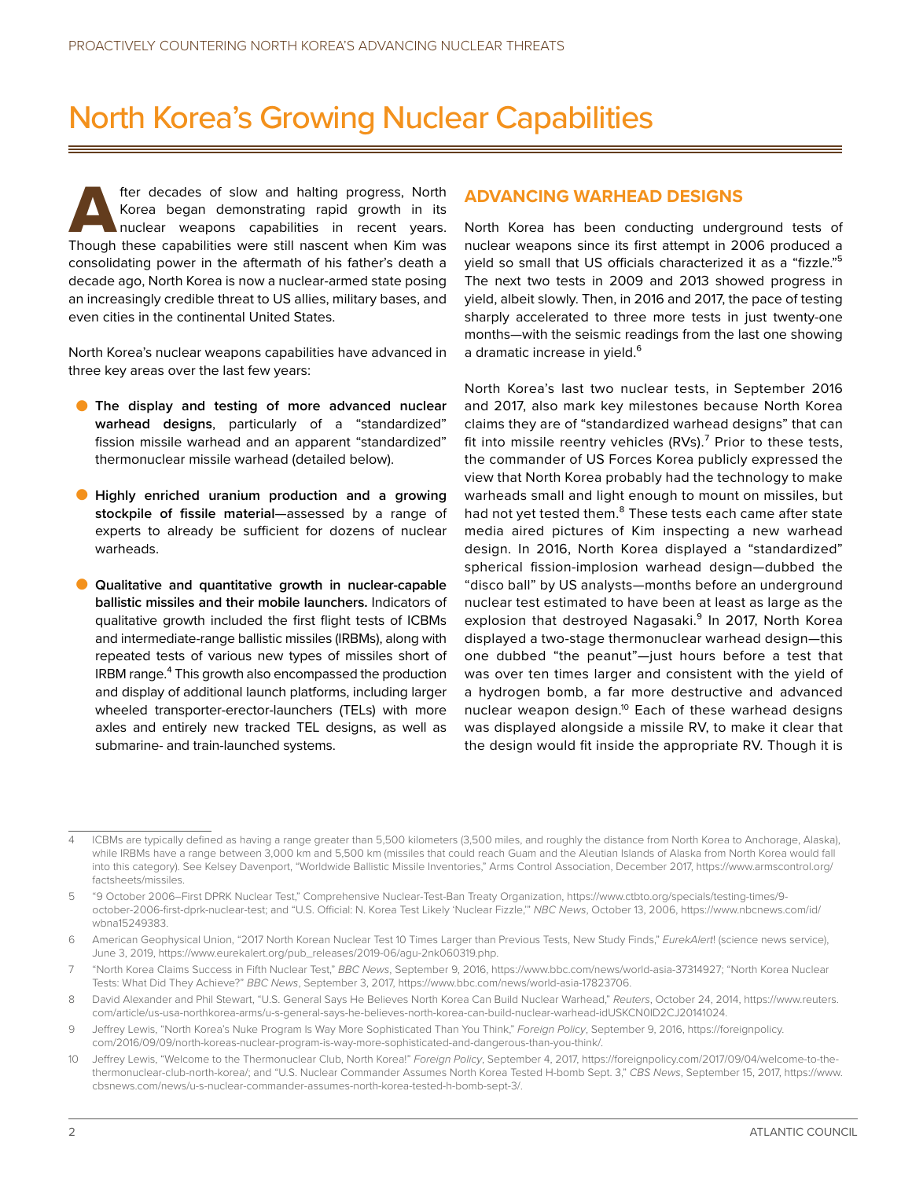# North Korea's Growing Nuclear Capabilities

After decades of slow and halting progress, North Korea began demonstrating rapid growth in its nuclear weapons capabilities in recent years. Though these capabilities were still nascent when Kim was consolidating power in the aftermath of his father's death a decade ago, North Korea is now a nuclear-armed state posing an increasingly credible threat to US allies, military bases, and even cities in the continental United States.

North Korea's nuclear weapons capabilities have advanced in three key areas over the last few years:

- **The display and testing of more advanced nuclear warhead designs**, particularly of a "standardized" fission missile warhead and an apparent "standardized" thermonuclear missile warhead (detailed below).
- **Highly enriched uranium production and a growing stockpile of fissile material**—assessed by a range of experts to already be sufficient for dozens of nuclear warheads.
- **Qualitative and quantitative growth in nuclear-capable ballistic missiles and their mobile launchers.** Indicators of qualitative growth included the first flight tests of ICBMs and intermediate-range ballistic missiles (IRBMs), along with repeated tests of various new types of missiles short of IRBM range.[4] This growth also encompassed the production and display of additional launch platforms, including larger wheeled transporter-erector-launchers (TELs) with more axles and entirely new tracked TEL designs, as well as submarine- and train-launched systems.

## ADVANCING WARHEAD DESIGNS

North Korea has been conducting underground tests of nuclear weapons since its first attempt in 2006 produced a yield so small that US officials characterized it as a "fizzle."[5] The next two tests in 2009 and 2013 showed progress in yield, albeit slowly. Then, in 2016 and 2017, the pace of testing sharply accelerated to three more tests in just twenty-one months—with the seismic readings from the last one showing a dramatic increase in yield.[6]

North Korea's last two nuclear tests, in September 2016 and 2017, also mark key milestones because North Korea claims they are of "standardized warhead designs" that can fit into missile reentry vehicles (RVs).[7] Prior to these tests, the commander of US Forces Korea publicly expressed the view that North Korea probably had the technology to make warheads small and light enough to mount on missiles, but had not yet tested them.[8] These tests each came after state media aired pictures of Kim inspecting a new warhead design. In 2016, North Korea displayed a "standardized" spherical fission-implosion warhead design—dubbed the "disco ball" by US analysts—months before an underground nuclear test estimated to have been at least as large as the explosion that destroyed Nagasaki.[9] In 2017, North Korea displayed a two-stage thermonuclear warhead design—this one dubbed "the peanut"—just hours before a test that was over ten times larger and consistent with the yield of a hydrogen bomb, a far more destructive and advanced nuclear weapon design.[10] Each of these warhead designs was displayed alongside a missile RV, to make it clear that the design would fit inside the appropriate RV. Though it is

---

4 ICBMs are typically defined as having a range greater than 5,500 kilometers (3,500 miles, and roughly the distance from North Korea to Anchorage, Alaska), while IRBMs have a range between 3,000 km and 5,500 km (missiles that could reach Guam and the Aleutian Islands of Alaska from North Korea would fall into this category). See Kelsey Davenport, "Worldwide Ballistic Missile Inventories," Arms Control Association, December 2017, https://www.armscontrol.org/factsheets/missiles.

5 "9 October 2006–First DPRK Nuclear Test," Comprehensive Nuclear-Test-Ban Treaty Organization, https://www.ctbto.org/specials/testing-times/9-october-2006-first-dprk-nuclear-test; and "U.S. Official: N. Korea Test Likely 'Nuclear Fizzle,'" *NBC News*, October 13, 2006, https://www.nbcnews.com/id/wbna15249383.

6 American Geophysical Union, "2017 North Korean Nuclear Test 10 Times Larger than Previous Tests, New Study Finds," *EurekAlert!* (science news service), June 3, 2019, https://www.eurekalert.org/pub_releases/2019-06/agu-2nk060319.php.

7 "North Korea Claims Success in Fifth Nuclear Test," *BBC News*, September 9, 2016, https://www.bbc.com/news/world-asia-37314927; "North Korea Nuclear Tests: What Did They Achieve?" *BBC News*, September 3, 2017, https://www.bbc.com/news/world-asia-17823706.

8 David Alexander and Phil Stewart, "U.S. General Says He Believes North Korea Can Build Nuclear Warhead," *Reuters*, October 24, 2014, https://www.reuters.com/article/us-usa-northkorea-arms/u-s-general-says-he-believes-north-korea-can-build-nuclear-warhead-idUSKCN0ID2CJ20141024.

9 Jeffrey Lewis, "North Korea's Nuke Program Is Way More Sophisticated Than You Think," *Foreign Policy*, September 9, 2016, https://foreignpolicy.com/2016/09/09/north-koreas-nuclear-program-is-way-more-sophisticated-and-dangerous-than-you-think/.

10 Jeffrey Lewis, "Welcome to the Thermonuclear Club, North Korea!" *Foreign Policy*, September 4, 2017, https://foreignpolicy.com/2017/09/04/welcome-to-the-thermonuclear-club-north-korea/; and "U.S. Nuclear Commander Assumes North Korea Tested H-bomb Sept. 3," *CBS News*, September 15, 2017, https://www.cbsnews.com/news/u-s-nuclear-commander-assumes-north-korea-tested-h-bomb-sept-3/.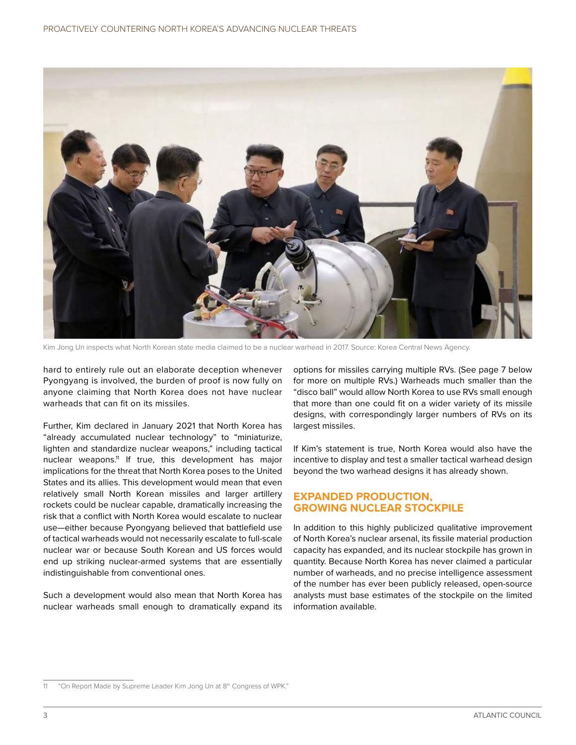Kim Jong Un inspects what North Korean state media claimed to be a nuclear warhead in 2017. Source: Korea Central News Agency.

hard to entirely rule out an elaborate deception whenever Pyongyang is involved, the burden of proof is now fully on anyone claiming that North Korea does not have nuclear warheads that can fit on its missiles.

Further, Kim declared in January 2021 that North Korea has "already accumulated nuclear technology" to "miniaturize, lighten and standardize nuclear weapons," including tactical nuclear weapons.[11] If true, this development has major implications for the threat that North Korea poses to the United States and its allies. This development would mean that even relatively small North Korean missiles and larger artillery rockets could be nuclear capable, dramatically increasing the risk that a conflict with North Korea would escalate to nuclear use—either because Pyongyang believed that battlefield use of tactical warheads would not necessarily escalate to full-scale nuclear war or because South Korean and US forces would end up striking nuclear-armed systems that are essentially indistinguishable from conventional ones.

Such a development would also mean that North Korea has nuclear warheads small enough to dramatically expand its options for missiles carrying multiple RVs. (See page 7 below for more on multiple RVs.) Warheads much smaller than the "disco ball" would allow North Korea to use RVs small enough that more than one could fit on a wider variety of its missile designs, with correspondingly larger numbers of RVs on its largest missiles.

If Kim's statement is true, North Korea would also have the incentive to display and test a smaller tactical warhead design beyond the two warhead designs it has already shown.

## EXPANDED PRODUCTION, GROWING NUCLEAR STOCKPILE

In addition to this highly publicized qualitative improvement of North Korea's nuclear arsenal, its fissile material production capacity has expanded, and its nuclear stockpile has grown in quantity. Because North Korea has never claimed a particular number of warheads, and no precise intelligence assessment of the number has ever been publicly released, open-source analysts must base estimates of the stockpile on the limited information available.

---

11 "On Report Made by Supreme Leader Kim Jong Un at 8th Congress of WPK."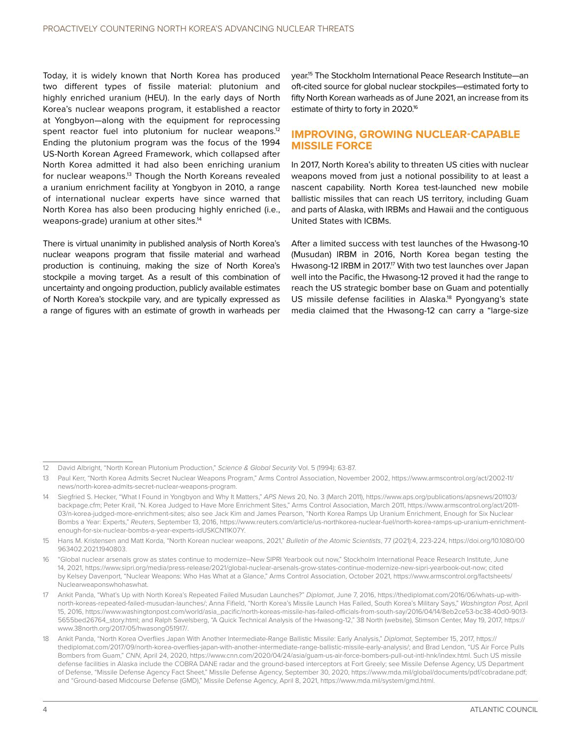Today, it is widely known that North Korea has produced two different types of fissile material: plutonium and highly enriched uranium (HEU). In the early days of North Korea's nuclear weapons program, it established a reactor at Yongbyon—along with the equipment for reprocessing spent reactor fuel into plutonium for nuclear weapons.[12] Ending the plutonium program was the focus of the 1994 US-North Korean Agreed Framework, which collapsed after North Korea admitted it had also been enriching uranium for nuclear weapons.[13] Though the North Koreans revealed a uranium enrichment facility at Yongbyon in 2010, a range of international nuclear experts have since warned that North Korea has also been producing highly enriched (i.e., weapons-grade) uranium at other sites.[14]

There is virtual unanimity in published analysis of North Korea's nuclear weapons program that fissile material and warhead production is continuing, making the size of North Korea's stockpile a moving target. As a result of this combination of uncertainty and ongoing production, publicly available estimates of North Korea's stockpile vary, and are typically expressed as a range of figures with an estimate of growth in warheads per year.[15] The Stockholm International Peace Research Institute—an oft-cited source for global nuclear stockpiles—estimated forty to fifty North Korean warheads as of June 2021, an increase from its estimate of thirty to forty in 2020.[16]

## IMPROVING, GROWING NUCLEAR-CAPABLE MISSILE FORCE

In 2017, North Korea's ability to threaten US cities with nuclear weapons moved from just a notional possibility to at least a nascent capability. North Korea test-launched new mobile ballistic missiles that can reach US territory, including Guam and parts of Alaska, with IRBMs and Hawaii and the contiguous United States with ICBMs.

After a limited success with test launches of the Hwasong-10 (Musudan) IRBM in 2016, North Korea began testing the Hwasong-12 IRBM in 2017.[17] With two test launches over Japan well into the Pacific, the Hwasong-12 proved it had the range to reach the US strategic bomber base on Guam and potentially US missile defense facilities in Alaska.[18] Pyongyang's state media claimed that the Hwasong-12 can carry a "large-size

---

12 David Albright, "North Korean Plutonium Production," *Science & Global Security* Vol. 5 (1994): 63-87.

13 Paul Kerr, "North Korea Admits Secret Nuclear Weapons Program," Arms Control Association, November 2002, https://www.armscontrol.org/act/2002-11/news/north-korea-admits-secret-nuclear-weapons-program.

14 Siegfried S. Hecker, "What I Found in Yongbyon and Why It Matters," *APS News* 20, No. 3 (March 2011), https://www.aps.org/publications/apsnews/201103/backpage.cfm; Peter Krail, "N. Korea Judged to Have More Enrichment Sites," Arms Control Association, March 2011, https://www.armscontrol.org/act/2011-03/n-korea-judged-more-enrichment-sites; also see Jack Kim and James Pearson, "North Korea Ramps Up Uranium Enrichment, Enough for Six Nuclear Bombs a Year: Experts," *Reuters*, September 13, 2016, https://www.reuters.com/article/us-northkorea-nuclear-fuel/north-korea-ramps-up-uranium-enrichment-enough-for-six-nuclear-bombs-a-year-experts-idUSKCN11K07Y.

15 Hans M. Kristensen and Matt Korda, "North Korean nuclear weapons, 2021," *Bulletin of the Atomic Scientists*, 77 (2021):4, 223-224, https://doi.org/10.1080/00963402.2021.1940803.

16 "Global nuclear arsenals grow as states continue to modernize–New SIPRI Yearbook out now," Stockholm International Peace Research Institute, June 14, 2021, https://www.sipri.org/media/press-release/2021/global-nuclear-arsenals-grow-states-continue-modernize-new-sipri-yearbook-out-now; cited by Kelsey Davenport, "Nuclear Weapons: Who Has What at a Glance," Arms Control Association, October 2021, https://www.armscontrol.org/factsheets/Nuclearweaponswhohaswhat.

17 Ankit Panda, "What's Up with North Korea's Repeated Failed Musudan Launches?" *Diplomat*, June 7, 2016, https://thediplomat.com/2016/06/whats-up-with-north-koreas-repeated-failed-musudan-launches/; Anna Fifield, "North Korea's Missile Launch Has Failed, South Korea's Military Says," *Washington Post*, April 15, 2016, https://www.washingtonpost.com/world/asia_pacific/north-koreas-missile-has-failed-officials-from-south-say/2016/04/14/8eb2ce53-bc38-40d0-9013-5655bed26764_story.html; and Ralph Savelsberg, "A Quick Technical Analysis of the Hwasong-12," 38 North (website), Stimson Center, May 19, 2017, https://www.38north.org/2017/05/hwasong051917/.

18 Ankit Panda, "North Korea Overflies Japan With Another Intermediate-Range Ballistic Missile: Early Analysis," *Diplomat*, September 15, 2017, https://thediplomat.com/2017/09/north-korea-overflies-japan-with-another-intermediate-range-ballistic-missile-early-analysis/; and Brad Lendon, "US Air Force Pulls Bombers from Guam," *CNN*, April 24, 2020, https://www.cnn.com/2020/04/24/asia/guam-us-air-force-bombers-pull-out-intl-hnk/index.html. Such US missile defense facilities in Alaska include the COBRA DANE radar and the ground-based interceptors at Fort Greely; see Missile Defense Agency, US Department of Defense, "Missile Defense Agency Fact Sheet," Missile Defense Agency, September 30, 2020, https://www.mda.mil/global/documents/pdf/cobradane.pdf; and "Ground-based Midcourse Defense (GMD)," Missile Defense Agency, April 8, 2021, https://www.mda.mil/system/gmd.html.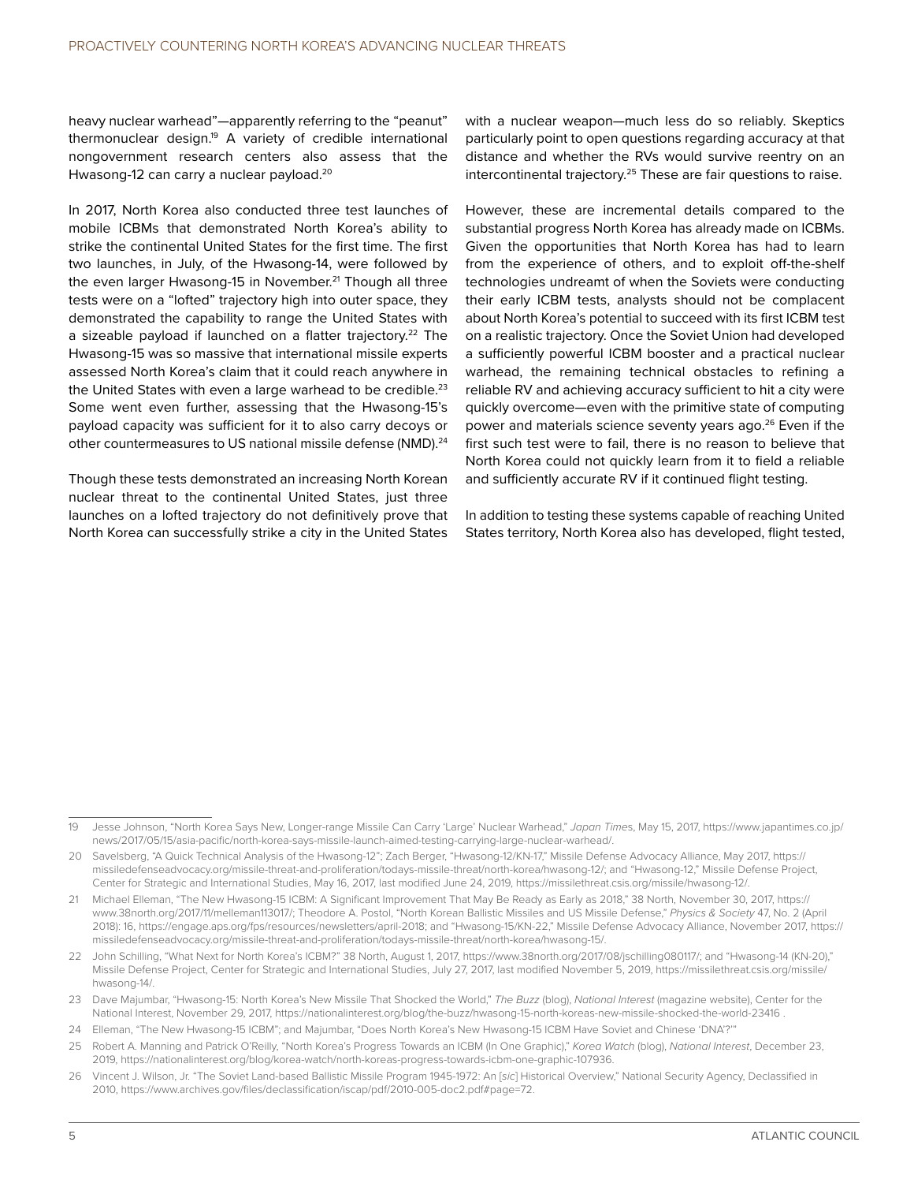heavy nuclear warhead"—apparently referring to the "peanut" thermonuclear design.[19] A variety of credible international nongovernment research centers also assess that the Hwasong-12 can carry a nuclear payload.[20]

In 2017, North Korea also conducted three test launches of mobile ICBMs that demonstrated North Korea's ability to strike the continental United States for the first time. The first two launches, in July, of the Hwasong-14, were followed by the even larger Hwasong-15 in November.[21] Though all three tests were on a "lofted" trajectory high into outer space, they demonstrated the capability to range the United States with a sizeable payload if launched on a flatter trajectory.[22] The Hwasong-15 was so massive that international missile experts assessed North Korea's claim that it could reach anywhere in the United States with even a large warhead to be credible.[23] Some went even further, assessing that the Hwasong-15's payload capacity was sufficient for it to also carry decoys or other countermeasures to US national missile defense (NMD).[24]

Though these tests demonstrated an increasing North Korean nuclear threat to the continental United States, just three launches on a lofted trajectory do not definitively prove that North Korea can successfully strike a city in the United States with a nuclear weapon—much less do so reliably. Skeptics particularly point to open questions regarding accuracy at that distance and whether the RVs would survive reentry on an intercontinental trajectory.[25] These are fair questions to raise.

However, these are incremental details compared to the substantial progress North Korea has already made on ICBMs. Given the opportunities that North Korea has had to learn from the experience of others, and to exploit off-the-shelf technologies undreamt of when the Soviets were conducting their early ICBM tests, analysts should not be complacent about North Korea's potential to succeed with its first ICBM test on a realistic trajectory. Once the Soviet Union had developed a sufficiently powerful ICBM booster and a practical nuclear warhead, the remaining technical obstacles to refining a reliable RV and achieving accuracy sufficient to hit a city were quickly overcome—even with the primitive state of computing power and materials science seventy years ago.[26] Even if the first such test were to fail, there is no reason to believe that North Korea could not quickly learn from it to field a reliable and sufficiently accurate RV if it continued flight testing.

In addition to testing these systems capable of reaching United States territory, North Korea also has developed, flight tested,

---

19 Jesse Johnson, "North Korea Says New, Longer-range Missile Can Carry 'Large' Nuclear Warhead," *Japan Times*, May 15, 2017, https://www.japantimes.co.jp/news/2017/05/15/asia-pacific/north-korea-says-missile-launch-aimed-testing-carrying-large-nuclear-warhead/.

20 Savelsberg, "A Quick Technical Analysis of the Hwasong-12"; Zach Berger, "Hwasong-12/KN-17," Missile Defense Advocacy Alliance, May 2017, https://missiledefenseadvocacy.org/missile-threat-and-proliferation/todays-missile-threat/north-korea/hwasong-12/; and "Hwasong-12," Missile Defense Project, Center for Strategic and International Studies, May 16, 2017, last modified June 24, 2019, https://missilethreat.csis.org/missile/hwasong-12/.

21 Michael Elleman, "The New Hwasong-15 ICBM: A Significant Improvement That May Be Ready as Early as 2018," 38 North, November 30, 2017, https://www.38north.org/2017/11/melleman113017/; Theodore A. Postol, "North Korean Ballistic Missiles and US Missile Defense," *Physics & Society* 47, No. 2 (April 2018): 16, https://engage.aps.org/fps/resources/newsletters/april-2018; and "Hwasong-15/KN-22," Missile Defense Advocacy Alliance, November 2017, https://missiledefenseadvocacy.org/missile-threat-and-proliferation/todays-missile-threat/north-korea/hwasong-15/.

22 John Schilling, "What Next for North Korea's ICBM?" 38 North, August 1, 2017, https://www.38north.org/2017/08/jschilling080117/; and "Hwasong-14 (KN-20)," Missile Defense Project, Center for Strategic and International Studies, July 27, 2017, last modified November 5, 2019, https://missilethreat.csis.org/missile/hwasong-14/.

23 Dave Majumbar, "Hwasong-15: North Korea's New Missile That Shocked the World," *The Buzz* (blog), *National Interest* (magazine website), Center for the National Interest, November 29, 2017, https://nationalinterest.org/blog/the-buzz/hwasong-15-north-koreas-new-missile-shocked-the-world-23416 .

24 Elleman, "The New Hwasong-15 ICBM"; and Majumbar, "Does North Korea's New Hwasong-15 ICBM Have Soviet and Chinese 'DNA'?'"

25 Robert A. Manning and Patrick O'Reilly, "North Korea's Progress Towards an ICBM (In One Graphic)," *Korea Watch* (blog), *National Interest*, December 23, 2019, https://nationalinterest.org/blog/korea-watch/north-koreas-progress-towards-icbm-one-graphic-107936.

26 Vincent J. Wilson, Jr. "The Soviet Land-based Ballistic Missile Program 1945-1972: An [*sic*] Historical Overview," National Security Agency, Declassified in 2010, https://www.archives.gov/files/declassification/iscap/pdf/2010-005-doc2.pdf#page=72.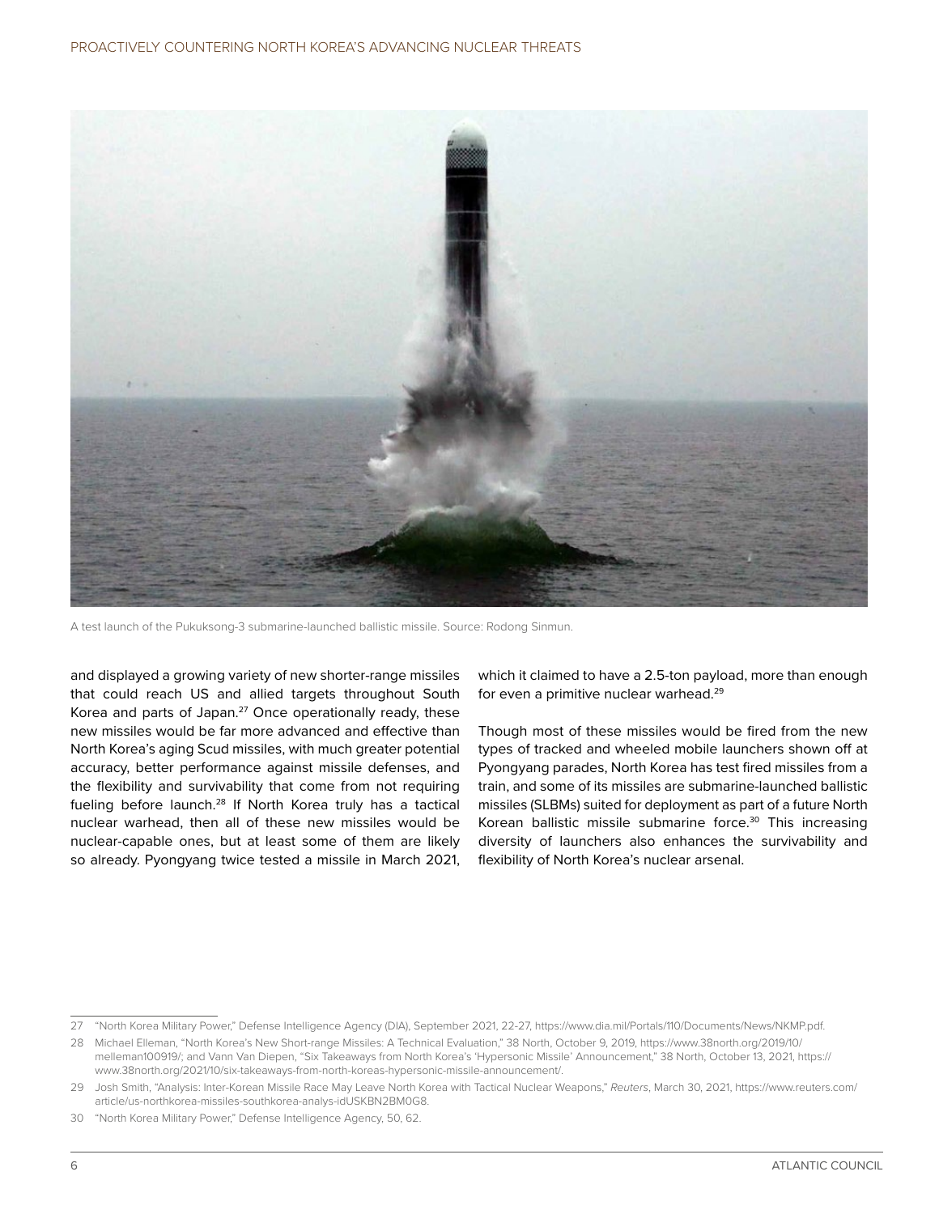A test launch of the Pukuksong-3 submarine-launched ballistic missile. Source: Rodong Sinmun.

and displayed a growing variety of new shorter-range missiles that could reach US and allied targets throughout South Korea and parts of Japan.[27] Once operationally ready, these new missiles would be far more advanced and effective than North Korea's aging Scud missiles, with much greater potential accuracy, better performance against missile defenses, and the flexibility and survivability that come from not requiring fueling before launch.[28] If North Korea truly has a tactical nuclear warhead, then all of these new missiles would be nuclear-capable ones, but at least some of them are likely so already. Pyongyang twice tested a missile in March 2021, which it claimed to have a 2.5-ton payload, more than enough for even a primitive nuclear warhead.[29]

Though most of these missiles would be fired from the new types of tracked and wheeled mobile launchers shown off at Pyongyang parades, North Korea has test fired missiles from a train, and some of its missiles are submarine-launched ballistic missiles (SLBMs) suited for deployment as part of a future North Korean ballistic missile submarine force.[30] This increasing diversity of launchers also enhances the survivability and flexibility of North Korea's nuclear arsenal.

---

27 "North Korea Military Power," Defense Intelligence Agency (DIA), September 2021, 22-27, https://www.dia.mil/Portals/110/Documents/News/NKMP.pdf.

28 Michael Elleman, "North Korea's New Short-range Missiles: A Technical Evaluation," 38 North, October 9, 2019, https://www.38north.org/2019/10/melleman100919/; and Vann Van Diepen, "Six Takeaways from North Korea's 'Hypersonic Missile' Announcement," 38 North, October 13, 2021, https://www.38north.org/2021/10/six-takeaways-from-north-koreas-hypersonic-missile-announcement/.

29 Josh Smith, "Analysis: Inter-Korean Missile Race May Leave North Korea with Tactical Nuclear Weapons," *Reuters*, March 30, 2021, https://www.reuters.com/article/us-northkorea-missiles-southkorea-analys-idUSKBN2BM0G8.

30 "North Korea Military Power," Defense Intelligence Agency, 50, 62.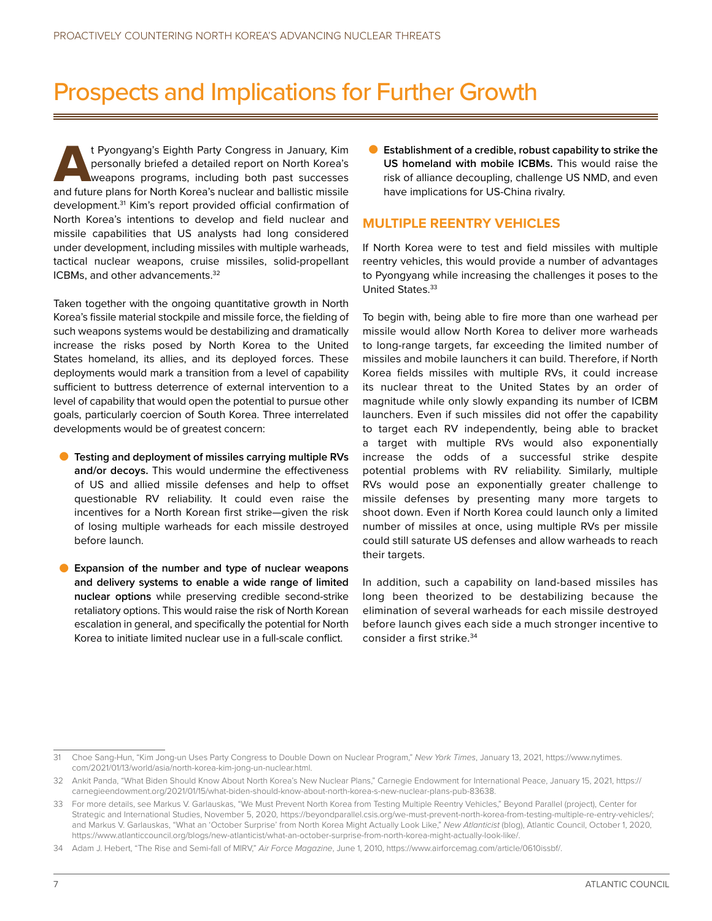# Prospects and Implications for Further Growth

At Pyongyang's Eighth Party Congress in January, Kim personally briefed a detailed report on North Korea's weapons programs, including both past successes and future plans for North Korea's nuclear and ballistic missile development.[31] Kim's report provided official confirmation of North Korea's intentions to develop and field nuclear and missile capabilities that US analysts had long considered under development, including missiles with multiple warheads, tactical nuclear weapons, cruise missiles, solid-propellant ICBMs, and other advancements.[32]

Taken together with the ongoing quantitative growth in North Korea's fissile material stockpile and missile force, the fielding of such weapons systems would be destabilizing and dramatically increase the risks posed by North Korea to the United States homeland, its allies, and its deployed forces. These deployments would mark a transition from a level of capability sufficient to buttress deterrence of external intervention to a level of capability that would open the potential to pursue other goals, particularly coercion of South Korea. Three interrelated developments would be of greatest concern:

- **Testing and deployment of missiles carrying multiple RVs and/or decoys.** This would undermine the effectiveness of US and allied missile defenses and help to offset questionable RV reliability. It could even raise the incentives for a North Korean first strike—given the risk of losing multiple warheads for each missile destroyed before launch.
- **Expansion of the number and type of nuclear weapons and delivery systems to enable a wide range of limited nuclear options** while preserving credible second-strike retaliatory options. This would raise the risk of North Korean escalation in general, and specifically the potential for North Korea to initiate limited nuclear use in a full-scale conflict.
- **Establishment of a credible, robust capability to strike the US homeland with mobile ICBMs.** This would raise the risk of alliance decoupling, challenge US NMD, and even have implications for US-China rivalry.

## MULTIPLE REENTRY VEHICLES

If North Korea were to test and field missiles with multiple reentry vehicles, this would provide a number of advantages to Pyongyang while increasing the challenges it poses to the United States.[33]

To begin with, being able to fire more than one warhead per missile would allow North Korea to deliver more warheads to long-range targets, far exceeding the limited number of missiles and mobile launchers it can build. Therefore, if North Korea fields missiles with multiple RVs, it could increase its nuclear threat to the United States by an order of magnitude while only slowly expanding its number of ICBM launchers. Even if such missiles did not offer the capability to target each RV independently, being able to bracket a target with multiple RVs would also exponentially increase the odds of a successful strike despite potential problems with RV reliability. Similarly, multiple RVs would pose an exponentially greater challenge to missile defenses by presenting many more targets to shoot down. Even if North Korea could launch only a limited number of missiles at once, using multiple RVs per missile could still saturate US defenses and allow warheads to reach their targets.

In addition, such a capability on land-based missiles has long been theorized to be destabilizing because the elimination of several warheads for each missile destroyed before launch gives each side a much stronger incentive to consider a first strike.[34]

---

31 Choe Sang-Hun, "Kim Jong-un Uses Party Congress to Double Down on Nuclear Program," *New York Times*, January 13, 2021, https://www.nytimes.com/2021/01/13/world/asia/north-korea-kim-jong-un-nuclear.html.

32 Ankit Panda, "What Biden Should Know About North Korea's New Nuclear Plans," Carnegie Endowment for International Peace, January 15, 2021, https://carnegieendowment.org/2021/01/15/what-biden-should-know-about-north-korea-s-new-nuclear-plans-pub-83638.

33 For more details, see Markus V. Garlauskas, "We Must Prevent North Korea from Testing Multiple Reentry Vehicles," Beyond Parallel (project), Center for Strategic and International Studies, November 5, 2020, https://beyondparallel.csis.org/we-must-prevent-north-korea-from-testing-multiple-re-entry-vehicles/; and Markus V. Garlauskas, "What an 'October Surprise' from North Korea Might Actually Look Like," *New Atlanticist* (blog), Atlantic Council, October 1, 2020, https://www.atlanticcouncil.org/blogs/new-atlanticist/what-an-october-surprise-from-north-korea-might-actually-look-like/.

34 Adam J. Hebert, "The Rise and Semi-fall of MIRV," *Air Force Magazine*, June 1, 2010, https://www.airforcemag.com/article/0610issbf/.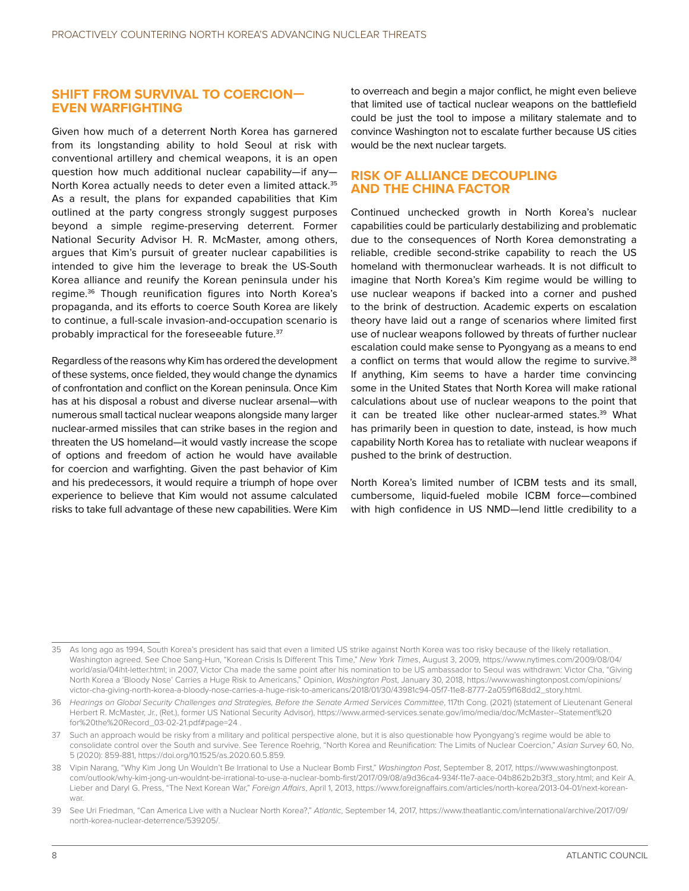## SHIFT FROM SURVIVAL TO COERCION—EVEN WARFIGHTING

Given how much of a deterrent North Korea has garnered from its longstanding ability to hold Seoul at risk with conventional artillery and chemical weapons, it is an open question how much additional nuclear capability—if any—North Korea actually needs to deter even a limited attack.[35] As a result, the plans for expanded capabilities that Kim outlined at the party congress strongly suggest purposes beyond a simple regime-preserving deterrent. Former National Security Advisor H. R. McMaster, among others, argues that Kim's pursuit of greater nuclear capabilities is intended to give him the leverage to break the US-South Korea alliance and reunify the Korean peninsula under his regime.[36] Though reunification figures into North Korea's propaganda, and its efforts to coerce South Korea are likely to continue, a full-scale invasion-and-occupation scenario is probably impractical for the foreseeable future.[37]

Regardless of the reasons why Kim has ordered the development of these systems, once fielded, they would change the dynamics of confrontation and conflict on the Korean peninsula. Once Kim has at his disposal a robust and diverse nuclear arsenal—with numerous small tactical nuclear weapons alongside many larger nuclear-armed missiles that can strike bases in the region and threaten the US homeland—it would vastly increase the scope of options and freedom of action he would have available for coercion and warfighting. Given the past behavior of Kim and his predecessors, it would require a triumph of hope over experience to believe that Kim would not assume calculated risks to take full advantage of these new capabilities. Were Kim to overreach and begin a major conflict, he might even believe that limited use of tactical nuclear weapons on the battlefield could be just the tool to impose a military stalemate and to convince Washington not to escalate further because US cities would be the next nuclear targets.

## RISK OF ALLIANCE DECOUPLING AND THE CHINA FACTOR

Continued unchecked growth in North Korea's nuclear capabilities could be particularly destabilizing and problematic due to the consequences of North Korea demonstrating a reliable, credible second-strike capability to reach the US homeland with thermonuclear warheads. It is not difficult to imagine that North Korea's Kim regime would be willing to use nuclear weapons if backed into a corner and pushed to the brink of destruction. Academic experts on escalation theory have laid out a range of scenarios where limited first use of nuclear weapons followed by threats of further nuclear escalation could make sense to Pyongyang as a means to end a conflict on terms that would allow the regime to survive.[38] If anything, Kim seems to have a harder time convincing some in the United States that North Korea will make rational calculations about use of nuclear weapons to the point that it can be treated like other nuclear-armed states.[39] What has primarily been in question to date, instead, is how much capability North Korea has to retaliate with nuclear weapons if pushed to the brink of destruction.

North Korea's limited number of ICBM tests and its small, cumbersome, liquid-fueled mobile ICBM force—combined with high confidence in US NMD—lend little credibility to a

---

35 As long ago as 1994, South Korea's president has said that even a limited US strike against North Korea was too risky because of the likely retaliation. Washington agreed. See Choe Sang-Hun, "Korean Crisis Is Different This Time," *New York Times*, August 3, 2009, https://www.nytimes.com/2009/08/04/world/asia/04iht-letter.html; in 2007, Victor Cha made the same point after his nomination to be US ambassador to Seoul was withdrawn: Victor Cha, "Giving North Korea a 'Bloody Nose' Carries a Huge Risk to Americans," Opinion, *Washington Post*, January 30, 2018, https://www.washingtonpost.com/opinions/victor-cha-giving-north-korea-a-bloody-nose-carries-a-huge-risk-to-americans/2018/01/30/43981c94-05f7-11e8-8777-2a059f168dd2_story.html.

36 *Hearings on Global Security Challenges and Strategies, Before the Senate Armed Services Committee*, 117th Cong. (2021) (statement of Lieutenant General Herbert R. McMaster, Jr., (Ret.), former US National Security Advisor), https://www.armed-services.senate.gov/imo/media/doc/McMaster--Statement%20for%20the%20Record_03-02-21.pdf#page=24 .

37 Such an approach would be risky from a military and political perspective alone, but it is also questionable how Pyongyang's regime would be able to consolidate control over the South and survive. See Terence Roehrig, "North Korea and Reunification: The Limits of Nuclear Coercion," *Asian Survey* 60, No. 5 (2020): 859-881, https://doi.org/10.1525/as.2020.60.5.859.

38 Vipin Narang, "Why Kim Jong Un Wouldn't Be Irrational to Use a Nuclear Bomb First," *Washington Post*, September 8, 2017, https://www.washingtonpost.com/outlook/why-kim-jong-un-wouldnt-be-irrational-to-use-a-nuclear-bomb-first/2017/09/08/a9d36ca4-934f-11e7-aace-04b862b2b3f3_story.html; and Keir A. Lieber and Daryl G. Press, "The Next Korean War," *Foreign Affairs*, April 1, 2013, https://www.foreignaffairs.com/articles/north-korea/2013-04-01/next-korean-war.

39 See Uri Friedman, "Can America Live with a Nuclear North Korea?," *Atlantic*, September 14, 2017, https://www.theatlantic.com/international/archive/2017/09/north-korea-nuclear-deterrence/539205/.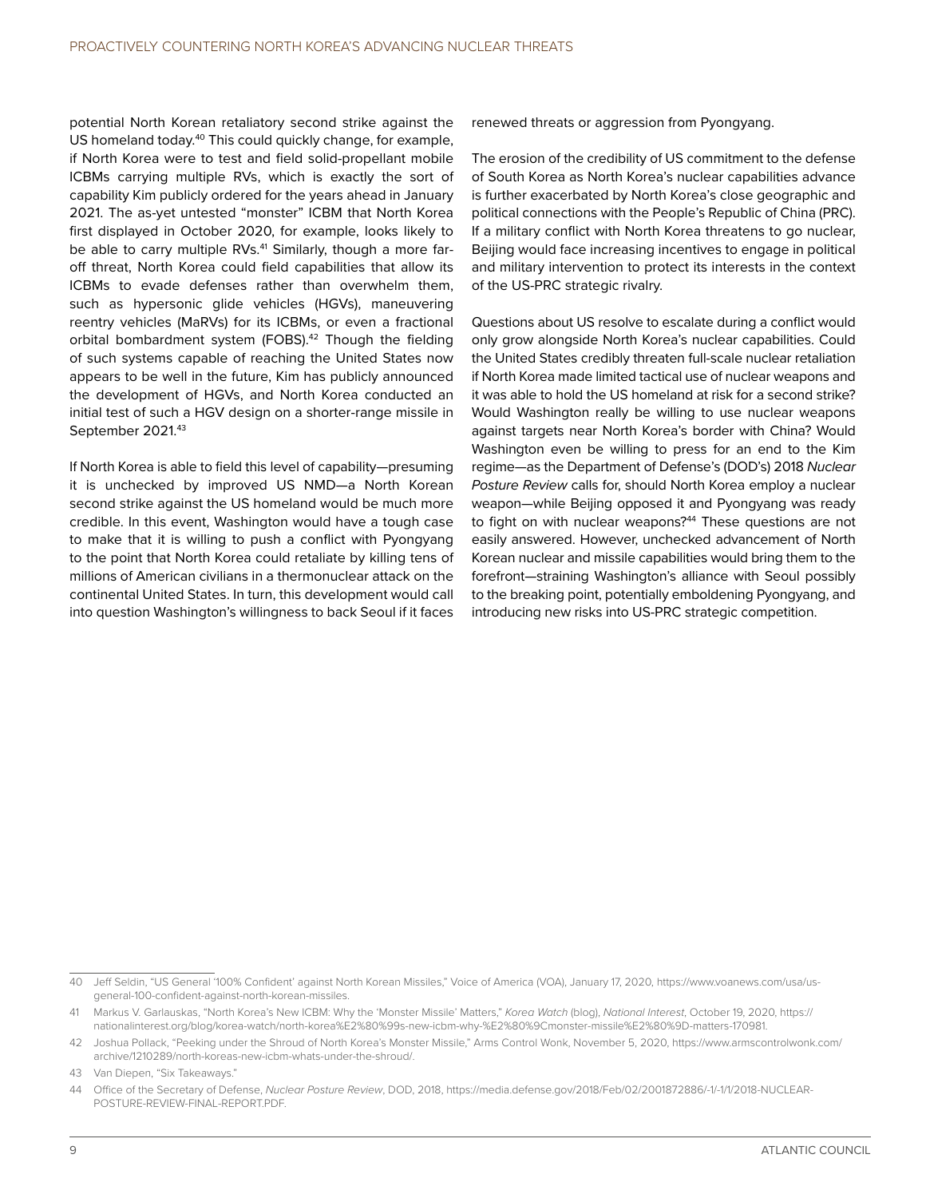potential North Korean retaliatory second strike against the US homeland today.[40] This could quickly change, for example, if North Korea were to test and field solid-propellant mobile ICBMs carrying multiple RVs, which is exactly the sort of capability Kim publicly ordered for the years ahead in January 2021. The as-yet untested "monster" ICBM that North Korea first displayed in October 2020, for example, looks likely to be able to carry multiple RVs.[41] Similarly, though a more far-off threat, North Korea could field capabilities that allow its ICBMs to evade defenses rather than overwhelm them, such as hypersonic glide vehicles (HGVs), maneuvering reentry vehicles (MaRVs) for its ICBMs, or even a fractional orbital bombardment system (FOBS).[42] Though the fielding of such systems capable of reaching the United States now appears to be well in the future, Kim has publicly announced the development of HGVs, and North Korea conducted an initial test of such a HGV design on a shorter-range missile in September 2021.[43]

If North Korea is able to field this level of capability—presuming it is unchecked by improved US NMD—a North Korean second strike against the US homeland would be much more credible. In this event, Washington would have a tough case to make that it is willing to push a conflict with Pyongyang to the point that North Korea could retaliate by killing tens of millions of American civilians in a thermonuclear attack on the continental United States. In turn, this development would call into question Washington's willingness to back Seoul if it faces renewed threats or aggression from Pyongyang.

The erosion of the credibility of US commitment to the defense of South Korea as North Korea's nuclear capabilities advance is further exacerbated by North Korea's close geographic and political connections with the People's Republic of China (PRC). If a military conflict with North Korea threatens to go nuclear, Beijing would face increasing incentives to engage in political and military intervention to protect its interests in the context of the US-PRC strategic rivalry.

Questions about US resolve to escalate during a conflict would only grow alongside North Korea's nuclear capabilities. Could the United States credibly threaten full-scale nuclear retaliation if North Korea made limited tactical use of nuclear weapons and it was able to hold the US homeland at risk for a second strike? Would Washington really be willing to use nuclear weapons against targets near North Korea's border with China? Would Washington even be willing to press for an end to the Kim regime—as the Department of Defense's (DOD's) 2018 *Nuclear Posture Review* calls for, should North Korea employ a nuclear weapon—while Beijing opposed it and Pyongyang was ready to fight on with nuclear weapons?[44] These questions are not easily answered. However, unchecked advancement of North Korean nuclear and missile capabilities would bring them to the forefront—straining Washington's alliance with Seoul possibly to the breaking point, potentially emboldening Pyongyang, and introducing new risks into US-PRC strategic competition.

---

40 Jeff Seldin, "US General '100% Confident' against North Korean Missiles," Voice of America (VOA), January 17, 2020, https://www.voanews.com/usa/us-general-100-confident-against-north-korean-missiles.

41 Markus V. Garlauskas, "North Korea's New ICBM: Why the 'Monster Missile' Matters," *Korea Watch* (blog), *National Interest*, October 19, 2020, https://nationalinterest.org/blog/korea-watch/north-korea%E2%80%99s-new-icbm-why-%E2%80%9Cmonster-missile%E2%80%9D-matters-170981.

42 Joshua Pollack, "Peeking under the Shroud of North Korea's Monster Missile," Arms Control Wonk, November 5, 2020, https://www.armscontrolwonk.com/archive/1210289/north-koreas-new-icbm-whats-under-the-shroud/.

43 Van Diepen, "Six Takeaways."

44 Office of the Secretary of Defense, *Nuclear Posture Review*, DOD, 2018, https://media.defense.gov/2018/Feb/02/2001872886/-1/-1/1/2018-NUCLEAR-POSTURE-REVIEW-FINAL-REPORT.PDF.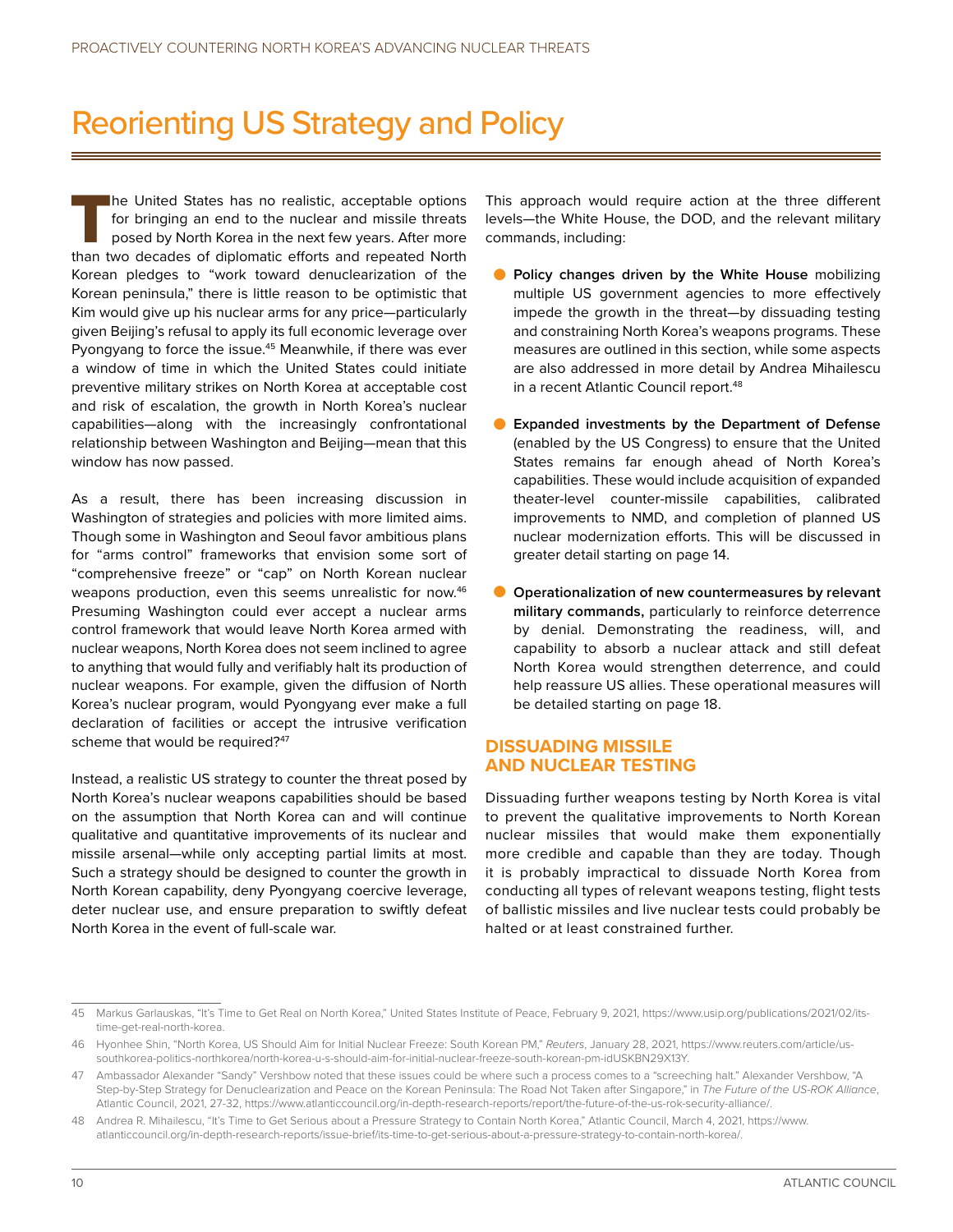# Reorienting US Strategy and Policy

The United States has no realistic, acceptable options for bringing an end to the nuclear and missile threats posed by North Korea in the next few years. After more than two decades of diplomatic efforts and repeated North Korean pledges to "work toward denuclearization of the Korean peninsula," there is little reason to be optimistic that Kim would give up his nuclear arms for any price—particularly given Beijing's refusal to apply its full economic leverage over Pyongyang to force the issue.[45] Meanwhile, if there was ever a window of time in which the United States could initiate preventive military strikes on North Korea at acceptable cost and risk of escalation, the growth in North Korea's nuclear capabilities—along with the increasingly confrontational relationship between Washington and Beijing—mean that this window has now passed.

As a result, there has been increasing discussion in Washington of strategies and policies with more limited aims. Though some in Washington and Seoul favor ambitious plans for "arms control" frameworks that envision some sort of "comprehensive freeze" or "cap" on North Korean nuclear weapons production, even this seems unrealistic for now.[46] Presuming Washington could ever accept a nuclear arms control framework that would leave North Korea armed with nuclear weapons, North Korea does not seem inclined to agree to anything that would fully and verifiably halt its production of nuclear weapons. For example, given the diffusion of North Korea's nuclear program, would Pyongyang ever make a full declaration of facilities or accept the intrusive verification scheme that would be required?[47]

Instead, a realistic US strategy to counter the threat posed by North Korea's nuclear weapons capabilities should be based on the assumption that North Korea can and will continue qualitative and quantitative improvements of its nuclear and missile arsenal—while only accepting partial limits at most. Such a strategy should be designed to counter the growth in North Korean capability, deny Pyongyang coercive leverage, deter nuclear use, and ensure preparation to swiftly defeat North Korea in the event of full-scale war.

This approach would require action at the three different levels—the White House, the DOD, and the relevant military commands, including:

- **Policy changes driven by the White House** mobilizing multiple US government agencies to more effectively impede the growth in the threat—by dissuading testing and constraining North Korea's weapons programs. These measures are outlined in this section, while some aspects are also addressed in more detail by Andrea Mihailescu in a recent Atlantic Council report.[48]
- **Expanded investments by the Department of Defense** (enabled by the US Congress) to ensure that the United States remains far enough ahead of North Korea's capabilities. These would include acquisition of expanded theater-level counter-missile capabilities, calibrated improvements to NMD, and completion of planned US nuclear modernization efforts. This will be discussed in greater detail starting on page 14.
- **Operationalization of new countermeasures by relevant military commands,** particularly to reinforce deterrence by denial. Demonstrating the readiness, will, and capability to absorb a nuclear attack and still defeat North Korea would strengthen deterrence, and could help reassure US allies. These operational measures will be detailed starting on page 18.

## DISSUADING MISSILE AND NUCLEAR TESTING

Dissuading further weapons testing by North Korea is vital to prevent the qualitative improvements to North Korean nuclear missiles that would make them exponentially more credible and capable than they are today. Though it is probably impractical to dissuade North Korea from conducting all types of relevant weapons testing, flight tests of ballistic missiles and live nuclear tests could probably be halted or at least constrained further.

---

45 Markus Garlauskas, "It's Time to Get Real on North Korea," United States Institute of Peace, February 9, 2021, https://www.usip.org/publications/2021/02/its-time-get-real-north-korea.

46 Hyonhee Shin, "North Korea, US Should Aim for Initial Nuclear Freeze: South Korean PM," *Reuters*, January 28, 2021, https://www.reuters.com/article/us-southkorea-politics-northkorea/north-korea-u-s-should-aim-for-initial-nuclear-freeze-south-korean-pm-idUSKBN29X13Y.

47 Ambassador Alexander "Sandy" Vershbow noted that these issues could be where such a process comes to a "screeching halt." Alexander Vershbow, "A Step-by-Step Strategy for Denuclearization and Peace on the Korean Peninsula: The Road Not Taken after Singapore," in *The Future of the US-ROK Alliance*, Atlantic Council, 2021, 27-32, https://www.atlanticcouncil.org/in-depth-research-reports/report/the-future-of-the-us-rok-security-alliance/.

48 Andrea R. Mihailescu, "It's Time to Get Serious about a Pressure Strategy to Contain North Korea," Atlantic Council, March 4, 2021, https://www.atlanticcouncil.org/in-depth-research-reports/issue-brief/its-time-to-get-serious-about-a-pressure-strategy-to-contain-north-korea/.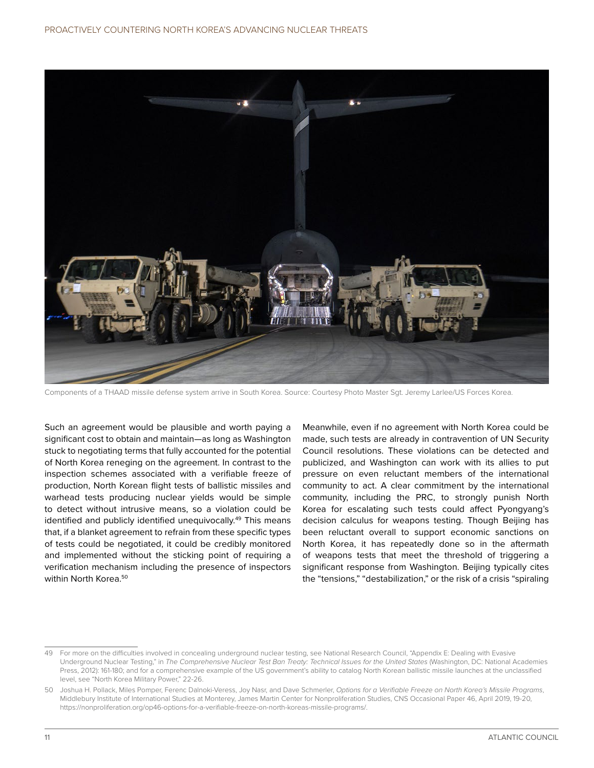Components of a THAAD missile defense system arrive in South Korea. Source: Courtesy Photo Master Sgt. Jeremy Larlee/US Forces Korea.

Such an agreement would be plausible and worth paying a significant cost to obtain and maintain—as long as Washington stuck to negotiating terms that fully accounted for the potential of North Korea reneging on the agreement. In contrast to the inspection schemes associated with a verifiable freeze of production, North Korean flight tests of ballistic missiles and warhead tests producing nuclear yields would be simple to detect without intrusive means, so a violation could be identified and publicly identified unequivocally.[49] This means that, if a blanket agreement to refrain from these specific types of tests could be negotiated, it could be credibly monitored and implemented without the sticking point of requiring a verification mechanism including the presence of inspectors within North Korea.[50]

Meanwhile, even if no agreement with North Korea could be made, such tests are already in contravention of UN Security Council resolutions. These violations can be detected and publicized, and Washington can work with its allies to put pressure on even reluctant members of the international community to act. A clear commitment by the international community, including the PRC, to strongly punish North Korea for escalating such tests could affect Pyongyang's decision calculus for weapons testing. Though Beijing has been reluctant overall to support economic sanctions on North Korea, it has repeatedly done so in the aftermath of weapons tests that meet the threshold of triggering a significant response from Washington. Beijing typically cites the "tensions," "destabilization," or the risk of a crisis "spiraling

---

49 For more on the difficulties involved in concealing underground nuclear testing, see National Research Council, "Appendix E: Dealing with Evasive Underground Nuclear Testing," in *The Comprehensive Nuclear Test Ban Treaty: Technical Issues for the United States* (Washington, DC: National Academies Press, 2012): 161-180; and for a comprehensive example of the US government's ability to catalog North Korean ballistic missile launches at the unclassified level, see "North Korea Military Power," 22-26.

50 Joshua H. Pollack, Miles Pomper, Ferenc Dalnoki-Veress, Joy Nasr, and Dave Schmerler, *Options for a Verifiable Freeze on North Korea's Missile Programs*, Middlebury Institute of International Studies at Monterey, James Martin Center for Nonproliferation Studies, CNS Occasional Paper 46, April 2019, 19-20, https://nonproliferation.org/op46-options-for-a-verifiable-freeze-on-north-koreas-missile-programs/.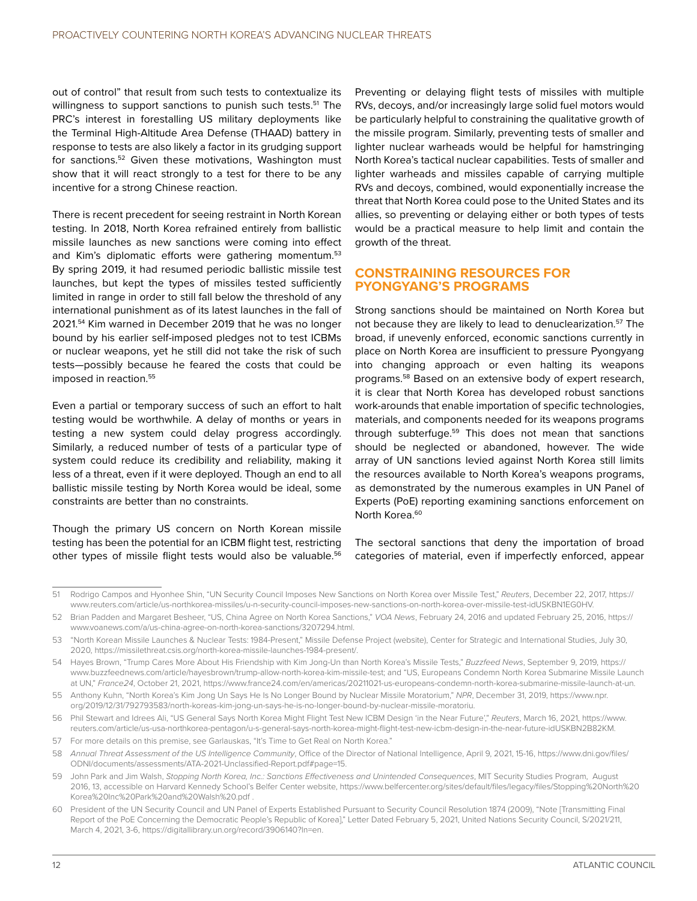out of control" that result from such tests to contextualize its willingness to support sanctions to punish such tests.[51] The PRC's interest in forestalling US military deployments like the Terminal High-Altitude Area Defense (THAAD) battery in response to tests are also likely a factor in its grudging support for sanctions.[52] Given these motivations, Washington must show that it will react strongly to a test for there to be any incentive for a strong Chinese reaction.

There is recent precedent for seeing restraint in North Korean testing. In 2018, North Korea refrained entirely from ballistic missile launches as new sanctions were coming into effect and Kim's diplomatic efforts were gathering momentum.[53] By spring 2019, it had resumed periodic ballistic missile test launches, but kept the types of missiles tested sufficiently limited in range in order to still fall below the threshold of any international punishment as of its latest launches in the fall of 2021.[54] Kim warned in December 2019 that he was no longer bound by his earlier self-imposed pledges not to test ICBMs or nuclear weapons, yet he still did not take the risk of such tests—possibly because he feared the costs that could be imposed in reaction.[55]

Even a partial or temporary success of such an effort to halt testing would be worthwhile. A delay of months or years in testing a new system could delay progress accordingly. Similarly, a reduced number of tests of a particular type of system could reduce its credibility and reliability, making it less of a threat, even if it were deployed. Though an end to all ballistic missile testing by North Korea would be ideal, some constraints are better than no constraints.

Though the primary US concern on North Korean missile testing has been the potential for an ICBM flight test, restricting other types of missile flight tests would also be valuable.[56] Preventing or delaying flight tests of missiles with multiple RVs, decoys, and/or increasingly large solid fuel motors would be particularly helpful to constraining the qualitative growth of the missile program. Similarly, preventing tests of smaller and lighter nuclear warheads would be helpful for hamstringing North Korea's tactical nuclear capabilities. Tests of smaller and lighter warheads and missiles capable of carrying multiple RVs and decoys, combined, would exponentially increase the threat that North Korea could pose to the United States and its allies, so preventing or delaying either or both types of tests would be a practical measure to help limit and contain the growth of the threat.

## CONSTRAINING RESOURCES FOR PYONGYANG'S PROGRAMS

Strong sanctions should be maintained on North Korea but not because they are likely to lead to denuclearization.[57] The broad, if unevenly enforced, economic sanctions currently in place on North Korea are insufficient to pressure Pyongyang into changing approach or even halting its weapons programs.[58] Based on an extensive body of expert research, it is clear that North Korea has developed robust sanctions work-arounds that enable importation of specific technologies, materials, and components needed for its weapons programs through subterfuge.[59] This does not mean that sanctions should be neglected or abandoned, however. The wide array of UN sanctions levied against North Korea still limits the resources available to North Korea's weapons programs, as demonstrated by the numerous examples in UN Panel of Experts (PoE) reporting examining sanctions enforcement on North Korea.[60]

The sectoral sanctions that deny the importation of broad categories of material, even if imperfectly enforced, appear

---

51 Rodrigo Campos and Hyonhee Shin, "UN Security Council Imposes New Sanctions on North Korea over Missile Test," *Reuters*, December 22, 2017, https://www.reuters.com/article/us-northkorea-missiles/u-n-security-council-imposes-new-sanctions-on-north-korea-over-missile-test-idUSKBN1EG0HV.

52 Brian Padden and Margaret Besheer, "US, China Agree on North Korea Sanctions," *VOA News*, February 24, 2016 and updated February 25, 2016, https://www.voanews.com/a/us-china-agree-on-north-korea-sanctions/3207294.html.

53 "North Korean Missile Launches & Nuclear Tests: 1984-Present," Missile Defense Project (website), Center for Strategic and International Studies, July 30, 2020, https://missilethreat.csis.org/north-korea-missile-launches-1984-present/.

54 Hayes Brown, "Trump Cares More About His Friendship with Kim Jong-Un than North Korea's Missile Tests," *Buzzfeed News*, September 9, 2019, https://www.buzzfeednews.com/article/hayesbrown/trump-allow-north-korea-kim-missile-test; and "US, Europeans Condemn North Korea Submarine Missile Launch at UN," *France24*, October 21, 2021, https://www.france24.com/en/americas/20211021-us-europeans-condemn-north-korea-submarine-missile-launch-at-un.

55 Anthony Kuhn, "North Korea's Kim Jong Un Says He Is No Longer Bound by Nuclear Missile Moratorium," *NPR*, December 31, 2019, https://www.npr.org/2019/12/31/792793583/north-koreas-kim-jong-un-says-he-is-no-longer-bound-by-nuclear-missile-moratoriu.

56 Phil Stewart and Idrees Ali, "US General Says North Korea Might Flight Test New ICBM Design 'in the Near Future'," *Reuters*, March 16, 2021, https://www.reuters.com/article/us-usa-northkorea-pentagon/u-s-general-says-north-korea-might-flight-test-new-icbm-design-in-the-near-future-idUSKBN2B82KM.

57 For more details on this premise, see Garlauskas, "It's Time to Get Real on North Korea."

58 *Annual Threat Assessment of the US Intelligence Community*, Office of the Director of National Intelligence, April 9, 2021, 15-16, https://www.dni.gov/files/ODNI/documents/assessments/ATA-2021-Unclassified-Report.pdf#page=15.

59 John Park and Jim Walsh, *Stopping North Korea, Inc.: Sanctions Effectiveness and Unintended Consequences*, MIT Security Studies Program, August 2016, 13, accessible on Harvard Kennedy School's Belfer Center website, https://www.belfercenter.org/sites/default/files/legacy/files/Stopping%20North%20Korea%20Inc%20Park%20and%20Walsh%20.pdf .

60 President of the UN Security Council and UN Panel of Experts Established Pursuant to Security Council Resolution 1874 (2009), "Note [Transmitting Final Report of the PoE Concerning the Democratic People's Republic of Korea]," Letter Dated February 5, 2021, United Nations Security Council, S/2021/211, March 4, 2021, 3-6, https://digitallibrary.un.org/record/3906140?ln=en.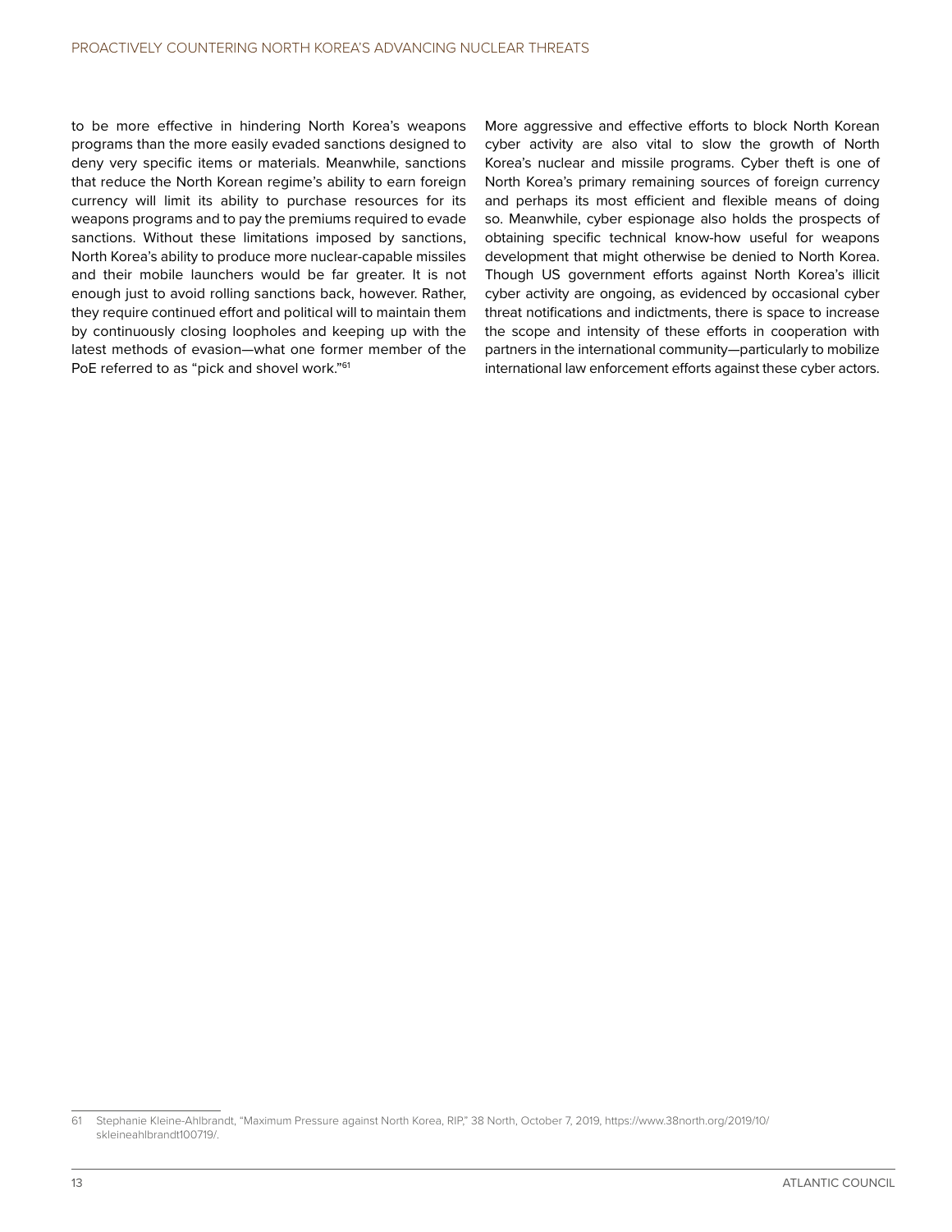to be more effective in hindering North Korea's weapons programs than the more easily evaded sanctions designed to deny very specific items or materials. Meanwhile, sanctions that reduce the North Korean regime's ability to earn foreign currency will limit its ability to purchase resources for its weapons programs and to pay the premiums required to evade sanctions. Without these limitations imposed by sanctions, North Korea's ability to produce more nuclear-capable missiles and their mobile launchers would be far greater. It is not enough just to avoid rolling sanctions back, however. Rather, they require continued effort and political will to maintain them by continuously closing loopholes and keeping up with the latest methods of evasion—what one former member of the PoE referred to as "pick and shovel work."[61]

More aggressive and effective efforts to block North Korean cyber activity are also vital to slow the growth of North Korea's nuclear and missile programs. Cyber theft is one of North Korea's primary remaining sources of foreign currency and perhaps its most efficient and flexible means of doing so. Meanwhile, cyber espionage also holds the prospects of obtaining specific technical know-how useful for weapons development that might otherwise be denied to North Korea. Though US government efforts against North Korea's illicit cyber activity are ongoing, as evidenced by occasional cyber threat notifications and indictments, there is space to increase the scope and intensity of these efforts in cooperation with partners in the international community—particularly to mobilize international law enforcement efforts against these cyber actors.

---

61 Stephanie Kleine-Ahlbrandt, "Maximum Pressure against North Korea, RIP," 38 North, October 7, 2019, https://www.38north.org/2019/10/skleineahlbrandt100719/.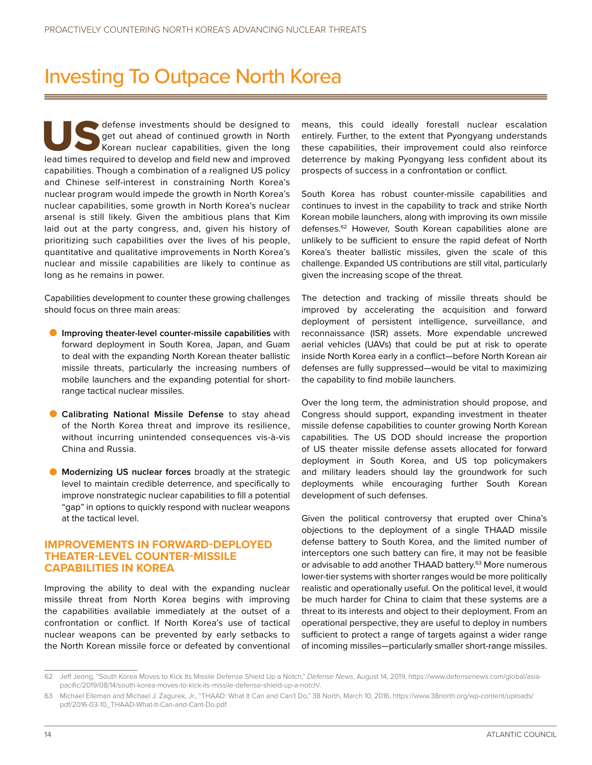# Investing To Outpace North Korea

US defense investments should be designed to get out ahead of continued growth in North Korean nuclear capabilities, given the long lead times required to develop and field new and improved capabilities. Though a combination of a realigned US policy and Chinese self-interest in constraining North Korea's nuclear program would impede the growth in North Korea's nuclear capabilities, some growth in North Korea's nuclear arsenal is still likely. Given the ambitious plans that Kim laid out at the party congress, and, given his history of prioritizing such capabilities over the lives of his people, quantitative and qualitative improvements in North Korea's nuclear and missile capabilities are likely to continue as long as he remains in power.

Capabilities development to counter these growing challenges should focus on three main areas:

- **Improving theater-level counter-missile capabilities** with forward deployment in South Korea, Japan, and Guam to deal with the expanding North Korean theater ballistic missile threats, particularly the increasing numbers of mobile launchers and the expanding potential for short-range tactical nuclear missiles.
- **Calibrating National Missile Defense** to stay ahead of the North Korea threat and improve its resilience, without incurring unintended consequences vis-à-vis China and Russia.
- **Modernizing US nuclear forces** broadly at the strategic level to maintain credible deterrence, and specifically to improve nonstrategic nuclear capabilities to fill a potential "gap" in options to quickly respond with nuclear weapons at the tactical level.

## IMPROVEMENTS IN FORWARD-DEPLOYED THEATER-LEVEL COUNTER-MISSILE CAPABILITIES IN KOREA

Improving the ability to deal with the expanding nuclear missile threat from North Korea begins with improving the capabilities available immediately at the outset of a confrontation or conflict. If North Korea's use of tactical nuclear weapons can be prevented by early setbacks to the North Korean missile force or defeated by conventional means, this could ideally forestall nuclear escalation entirely. Further, to the extent that Pyongyang understands these capabilities, their improvement could also reinforce deterrence by making Pyongyang less confident about its prospects of success in a confrontation or conflict.

South Korea has robust counter-missile capabilities and continues to invest in the capability to track and strike North Korean mobile launchers, along with improving its own missile defenses.[62] However, South Korean capabilities alone are unlikely to be sufficient to ensure the rapid defeat of North Korea's theater ballistic missiles, given the scale of this challenge. Expanded US contributions are still vital, particularly given the increasing scope of the threat.

The detection and tracking of missile threats should be improved by accelerating the acquisition and forward deployment of persistent intelligence, surveillance, and reconnaissance (ISR) assets. More expendable uncrewed aerial vehicles (UAVs) that could be put at risk to operate inside North Korea early in a conflict—before North Korean air defenses are fully suppressed—would be vital to maximizing the capability to find mobile launchers.

Over the long term, the administration should propose, and Congress should support, expanding investment in theater missile defense capabilities to counter growing North Korean capabilities. The US DOD should increase the proportion of US theater missile defense assets allocated for forward deployment in South Korea, and US top policymakers and military leaders should lay the groundwork for such deployments while encouraging further South Korean development of such defenses.

Given the political controversy that erupted over China's objections to the deployment of a single THAAD missile defense battery to South Korea, and the limited number of interceptors one such battery can fire, it may not be feasible or advisable to add another THAAD battery.[63] More numerous lower-tier systems with shorter ranges would be more politically realistic and operationally useful. On the political level, it would be much harder for China to claim that these systems are a threat to its interests and object to their deployment. From an operational perspective, they are useful to deploy in numbers sufficient to protect a range of targets against a wider range of incoming missiles—particularly smaller short-range missiles.

---

62 Jeff Jeong, "South Korea Moves to Kick Its Missile Defense Shield Up a Notch," *Defense News*, August 14, 2019, https://www.defensenews.com/global/asia-pacific/2019/08/14/south-korea-moves-to-kick-its-missile-defense-shield-up-a-notch/.

63 Michael Elleman and Michael J. Zagurek, Jr., "THAAD: What It Can and Can't Do," 38 North, March 10, 2016, https://www.38north.org/wp-content/uploads/pdf/2016-03-10_THAAD-What-It-Can-and-Cant-Do.pdf.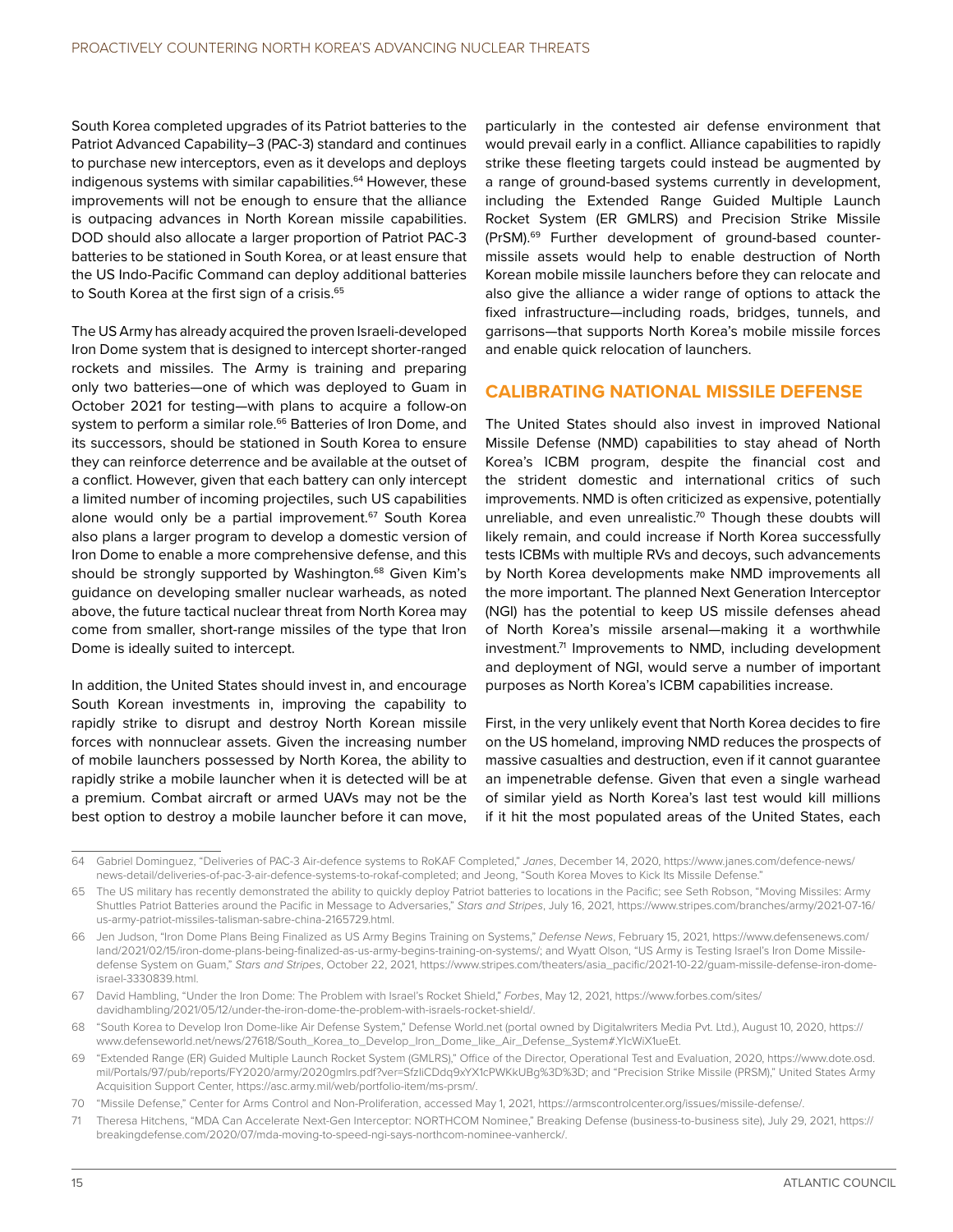South Korea completed upgrades of its Patriot batteries to the Patriot Advanced Capability–3 (PAC-3) standard and continues to purchase new interceptors, even as it develops and deploys indigenous systems with similar capabilities.[64] However, these improvements will not be enough to ensure that the alliance is outpacing advances in North Korean missile capabilities. DOD should also allocate a larger proportion of Patriot PAC-3 batteries to be stationed in South Korea, or at least ensure that the US Indo-Pacific Command can deploy additional batteries to South Korea at the first sign of a crisis.[65]

The US Army has already acquired the proven Israeli-developed Iron Dome system that is designed to intercept shorter-ranged rockets and missiles. The Army is training and preparing only two batteries—one of which was deployed to Guam in October 2021 for testing—with plans to acquire a follow-on system to perform a similar role.[66] Batteries of Iron Dome, and its successors, should be stationed in South Korea to ensure they can reinforce deterrence and be available at the outset of a conflict. However, given that each battery can only intercept a limited number of incoming projectiles, such US capabilities alone would only be a partial improvement.[67] South Korea also plans a larger program to develop a domestic version of Iron Dome to enable a more comprehensive defense, and this should be strongly supported by Washington.[68] Given Kim's guidance on developing smaller nuclear warheads, as noted above, the future tactical nuclear threat from North Korea may come from smaller, short-range missiles of the type that Iron Dome is ideally suited to intercept.

In addition, the United States should invest in, and encourage South Korean investments in, improving the capability to rapidly strike to disrupt and destroy North Korean missile forces with nonnuclear assets. Given the increasing number of mobile launchers possessed by North Korea, the ability to rapidly strike a mobile launcher when it is detected will be at a premium. Combat aircraft or armed UAVs may not be the best option to destroy a mobile launcher before it can move, particularly in the contested air defense environment that would prevail early in a conflict. Alliance capabilities to rapidly strike these fleeting targets could instead be augmented by a range of ground-based systems currently in development, including the Extended Range Guided Multiple Launch Rocket System (ER GMLRS) and Precision Strike Missile (PrSM).[69] Further development of ground-based counter-missile assets would help to enable destruction of North Korean mobile missile launchers before they can relocate and also give the alliance a wider range of options to attack the fixed infrastructure—including roads, bridges, tunnels, and garrisons—that supports North Korea's mobile missile forces and enable quick relocation of launchers.

## CALIBRATING NATIONAL MISSILE DEFENSE

The United States should also invest in improved National Missile Defense (NMD) capabilities to stay ahead of North Korea's ICBM program, despite the financial cost and the strident domestic and international critics of such improvements. NMD is often criticized as expensive, potentially unreliable, and even unrealistic.[70] Though these doubts will likely remain, and could increase if North Korea successfully tests ICBMs with multiple RVs and decoys, such advancements by North Korea developments make NMD improvements all the more important. The planned Next Generation Interceptor (NGI) has the potential to keep US missile defenses ahead of North Korea's missile arsenal—making it a worthwhile investment.[71] Improvements to NMD, including development and deployment of NGI, would serve a number of important purposes as North Korea's ICBM capabilities increase.

First, in the very unlikely event that North Korea decides to fire on the US homeland, improving NMD reduces the prospects of massive casualties and destruction, even if it cannot guarantee an impenetrable defense. Given that even a single warhead of similar yield as North Korea's last test would kill millions if it hit the most populated areas of the United States, each

---

64 Gabriel Dominguez, "Deliveries of PAC-3 Air-defence systems to RoKAF Completed," *Janes*, December 14, 2020, https://www.janes.com/defence-news/news-detail/deliveries-of-pac-3-air-defence-systems-to-rokaf-completed; and Jeong, "South Korea Moves to Kick Its Missile Defense."

65 The US military has recently demonstrated the ability to quickly deploy Patriot batteries to locations in the Pacific; see Seth Robson, "Moving Missiles: Army Shuttles Patriot Batteries around the Pacific in Message to Adversaries," *Stars and Stripes*, July 16, 2021, https://www.stripes.com/branches/army/2021-07-16/us-army-patriot-missiles-talisman-sabre-china-2165729.html.

66 Jen Judson, "Iron Dome Plans Being Finalized as US Army Begins Training on Systems," *Defense News*, February 15, 2021, https://www.defensenews.com/land/2021/02/15/iron-dome-plans-being-finalized-as-us-army-begins-training-on-systems/; and Wyatt Olson, "US Army is Testing Israel's Iron Dome Missile-defense System on Guam," *Stars and Stripes*, October 22, 2021, https://www.stripes.com/theaters/asia_pacific/2021-10-22/guam-missile-defense-iron-dome-israel-3330839.html.

67 David Hambling, "Under the Iron Dome: The Problem with Israel's Rocket Shield," *Forbes*, May 12, 2021, https://www.forbes.com/sites/davidhambling/2021/05/12/under-the-iron-dome-the-problem-with-israels-rocket-shield/.

68 "South Korea to Develop Iron Dome-like Air Defense System," Defense World.net (portal owned by Digitalwriters Media Pvt. Ltd.), August 10, 2020, https://www.defenseworld.net/news/27618/South_Korea_to_Develop_Iron_Dome_like_Air_Defense_System#.YlcWiX1ueEt.

69 "Extended Range (ER) Guided Multiple Launch Rocket System (GMLRS)," Office of the Director, Operational Test and Evaluation, 2020, https://www.dote.osd.mil/Portals/97/pub/reports/FY2020/army/2020gmlrs.pdf?ver=SfzliCDdq9xYX1cPWKkUBg%3D%3D; and "Precision Strike Missile (PRSM)," United States Army Acquisition Support Center, https://asc.army.mil/web/portfolio-item/ms-prsm/.

70 "Missile Defense," Center for Arms Control and Non-Proliferation, accessed May 1, 2021, https://armscontrolcenter.org/issues/missile-defense/.

71 Theresa Hitchens, "MDA Can Accelerate Next-Gen Interceptor: NORTHCOM Nominee," Breaking Defense (business-to-business site), July 29, 2021, https://breakingdefense.com/2020/07/mda-moving-to-speed-ngi-says-northcom-nominee-vanherck/.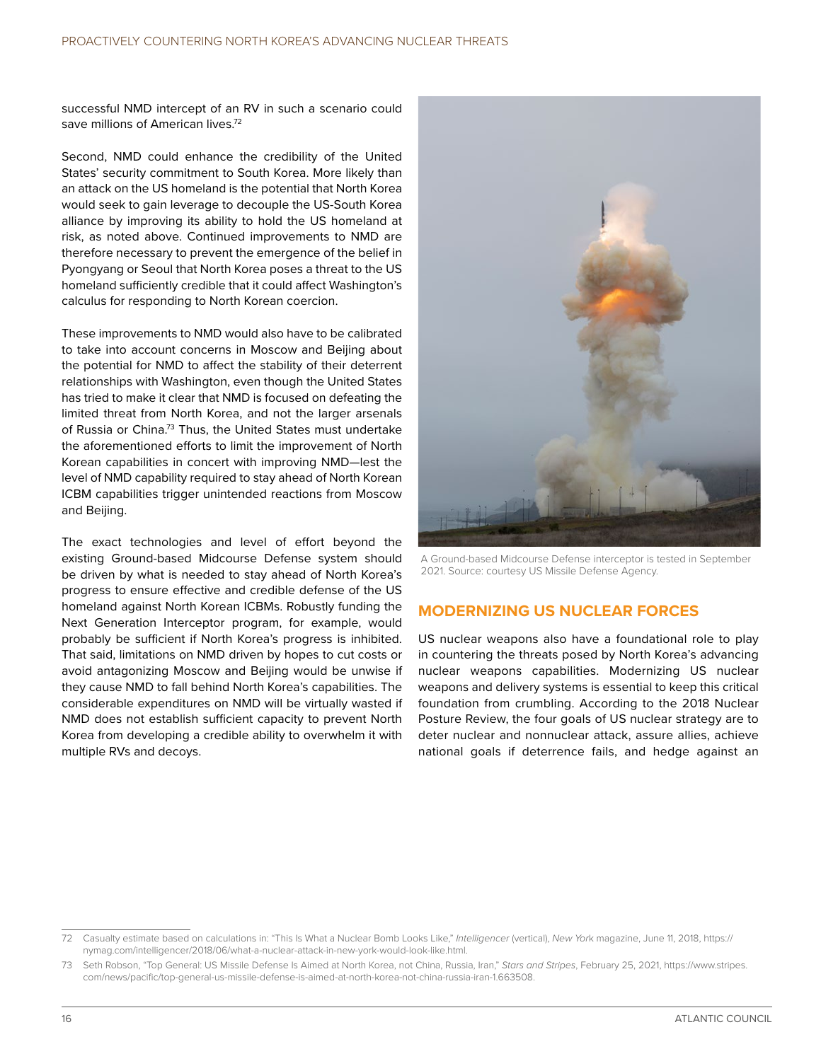successful NMD intercept of an RV in such a scenario could save millions of American lives.[72]

Second, NMD could enhance the credibility of the United States' security commitment to South Korea. More likely than an attack on the US homeland is the potential that North Korea would seek to gain leverage to decouple the US-South Korea alliance by improving its ability to hold the US homeland at risk, as noted above. Continued improvements to NMD are therefore necessary to prevent the emergence of the belief in Pyongyang or Seoul that North Korea poses a threat to the US homeland sufficiently credible that it could affect Washington's calculus for responding to North Korean coercion.

These improvements to NMD would also have to be calibrated to take into account concerns in Moscow and Beijing about the potential for NMD to affect the stability of their deterrent relationships with Washington, even though the United States has tried to make it clear that NMD is focused on defeating the limited threat from North Korea, and not the larger arsenals of Russia or China.[73] Thus, the United States must undertake the aforementioned efforts to limit the improvement of North Korean capabilities in concert with improving NMD—lest the level of NMD capability required to stay ahead of North Korean ICBM capabilities trigger unintended reactions from Moscow and Beijing.

The exact technologies and level of effort beyond the existing Ground-based Midcourse Defense system should be driven by what is needed to stay ahead of North Korea's progress to ensure effective and credible defense of the US homeland against North Korean ICBMs. Robustly funding the Next Generation Interceptor program, for example, would probably be sufficient if North Korea's progress is inhibited. That said, limitations on NMD driven by hopes to cut costs or avoid antagonizing Moscow and Beijing would be unwise if they cause NMD to fall behind North Korea's capabilities. The considerable expenditures on NMD will be virtually wasted if NMD does not establish sufficient capacity to prevent North Korea from developing a credible ability to overwhelm it with multiple RVs and decoys.

A Ground-based Midcourse Defense interceptor is tested in September 2021. Source: courtesy US Missile Defense Agency.

## MODERNIZING US NUCLEAR FORCES

US nuclear weapons also have a foundational role to play in countering the threats posed by North Korea's advancing nuclear weapons capabilities. Modernizing US nuclear weapons and delivery systems is essential to keep this critical foundation from crumbling. According to the 2018 Nuclear Posture Review, the four goals of US nuclear strategy are to deter nuclear and nonnuclear attack, assure allies, achieve national goals if deterrence fails, and hedge against an

---

72 Casualty estimate based on calculations in: "This Is What a Nuclear Bomb Looks Like," *Intelligencer* (vertical), *New York* magazine, June 11, 2018, https://nymag.com/intelligencer/2018/06/what-a-nuclear-attack-in-new-york-would-look-like.html.

73 Seth Robson, "Top General: US Missile Defense Is Aimed at North Korea, not China, Russia, Iran," *Stars and Stripes*, February 25, 2021, https://www.stripes.com/news/pacific/top-general-us-missile-defense-is-aimed-at-north-korea-not-china-russia-iran-1.663508.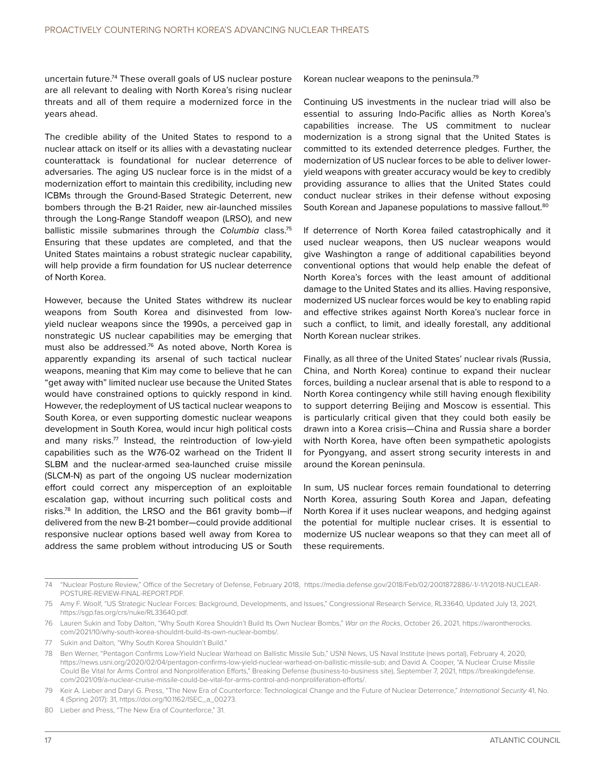uncertain future.[74] These overall goals of US nuclear posture are all relevant to dealing with North Korea's rising nuclear threats and all of them require a modernized force in the years ahead.

The credible ability of the United States to respond to a nuclear attack on itself or its allies with a devastating nuclear counterattack is foundational for nuclear deterrence of adversaries. The aging US nuclear force is in the midst of a modernization effort to maintain this credibility, including new ICBMs through the Ground-Based Strategic Deterrent, new bombers through the B-21 Raider, new air-launched missiles through the Long-Range Standoff weapon (LRSO), and new ballistic missile submarines through the *Columbia* class.[75] Ensuring that these updates are completed, and that the United States maintains a robust strategic nuclear capability, will help provide a firm foundation for US nuclear deterrence of North Korea.

However, because the United States withdrew its nuclear weapons from South Korea and disinvested from low-yield nuclear weapons since the 1990s, a perceived gap in nonstrategic US nuclear capabilities may be emerging that must also be addressed.[76] As noted above, North Korea is apparently expanding its arsenal of such tactical nuclear weapons, meaning that Kim may come to believe that he can "get away with" limited nuclear use because the United States would have constrained options to quickly respond in kind. However, the redeployment of US tactical nuclear weapons to South Korea, or even supporting domestic nuclear weapons development in South Korea, would incur high political costs and many risks.[77] Instead, the reintroduction of low-yield capabilities such as the W76-02 warhead on the Trident II SLBM and the nuclear-armed sea-launched cruise missile (SLCM-N) as part of the ongoing US nuclear modernization effort could correct any misperception of an exploitable escalation gap, without incurring such political costs and risks.[78] In addition, the LRSO and the B61 gravity bomb—if delivered from the new B-21 bomber—could provide additional responsive nuclear options based well away from Korea to address the same problem without introducing US or South Korean nuclear weapons to the peninsula.[79]

Continuing US investments in the nuclear triad will also be essential to assuring Indo-Pacific allies as North Korea's capabilities increase. The US commitment to nuclear modernization is a strong signal that the United States is committed to its extended deterrence pledges. Further, the modernization of US nuclear forces to be able to deliver lower-yield weapons with greater accuracy would be key to credibly providing assurance to allies that the United States could conduct nuclear strikes in their defense without exposing South Korean and Japanese populations to massive fallout.[80]

If deterrence of North Korea failed catastrophically and it used nuclear weapons, then US nuclear weapons would give Washington a range of additional capabilities beyond conventional options that would help enable the defeat of North Korea's forces with the least amount of additional damage to the United States and its allies. Having responsive, modernized US nuclear forces would be key to enabling rapid and effective strikes against North Korea's nuclear force in such a conflict, to limit, and ideally forestall, any additional North Korean nuclear strikes.

Finally, as all three of the United States' nuclear rivals (Russia, China, and North Korea) continue to expand their nuclear forces, building a nuclear arsenal that is able to respond to a North Korea contingency while still having enough flexibility to support deterring Beijing and Moscow is essential. This is particularly critical given that they could both easily be drawn into a Korea crisis—China and Russia share a border with North Korea, have often been sympathetic apologists for Pyongyang, and assert strong security interests in and around the Korean peninsula.

In sum, US nuclear forces remain foundational to deterring North Korea, assuring South Korea and Japan, defeating North Korea if it uses nuclear weapons, and hedging against the potential for multiple nuclear crises. It is essential to modernize US nuclear weapons so that they can meet all of these requirements.

---

74 "Nuclear Posture Review," Office of the Secretary of Defense, February 2018, https://media.defense.gov/2018/Feb/02/2001872886/-1/-1/1/2018-NUCLEAR-POSTURE-REVIEW-FINAL-REPORT.PDF.

75 Amy F. Woolf, "US Strategic Nuclear Forces: Background, Developments, and Issues," Congressional Research Service, RL33640, Updated July 13, 2021, https://sgp.fas.org/crs/nuke/RL33640.pdf.

76 Lauren Sukin and Toby Dalton, "Why South Korea Shouldn't Build Its Own Nuclear Bombs," *War on the Rocks*, October 26, 2021, https://warontherocks.com/2021/10/why-south-korea-shouldnt-build-its-own-nuclear-bombs/.

77 Sukin and Dalton, "Why South Korea Shouldn't Build."

78 Ben Werner, "Pentagon Confirms Low-Yield Nuclear Warhead on Ballistic Missile Sub," USNI News, US Naval Institute (news portal), February 4, 2020, https://news.usni.org/2020/02/04/pentagon-confirms-low-yield-nuclear-warhead-on-ballistic-missile-sub; and David A. Cooper, "A Nuclear Cruise Missile Could Be Vital for Arms Control and Nonproliferation Efforts," Breaking Defense (business-to-business site), September 7, 2021, https://breakingdefense.com/2021/09/a-nuclear-cruise-missile-could-be-vital-for-arms-control-and-nonproliferation-efforts/.

79 Keir A. Lieber and Daryl G. Press, "The New Era of Counterforce: Technological Change and the Future of Nuclear Deterrence," *International Security* 41, No. 4 (Spring 2017): 31, https://doi.org/10.1162/ISEC_a_00273.

80 Lieber and Press, "The New Era of Counterforce," 31.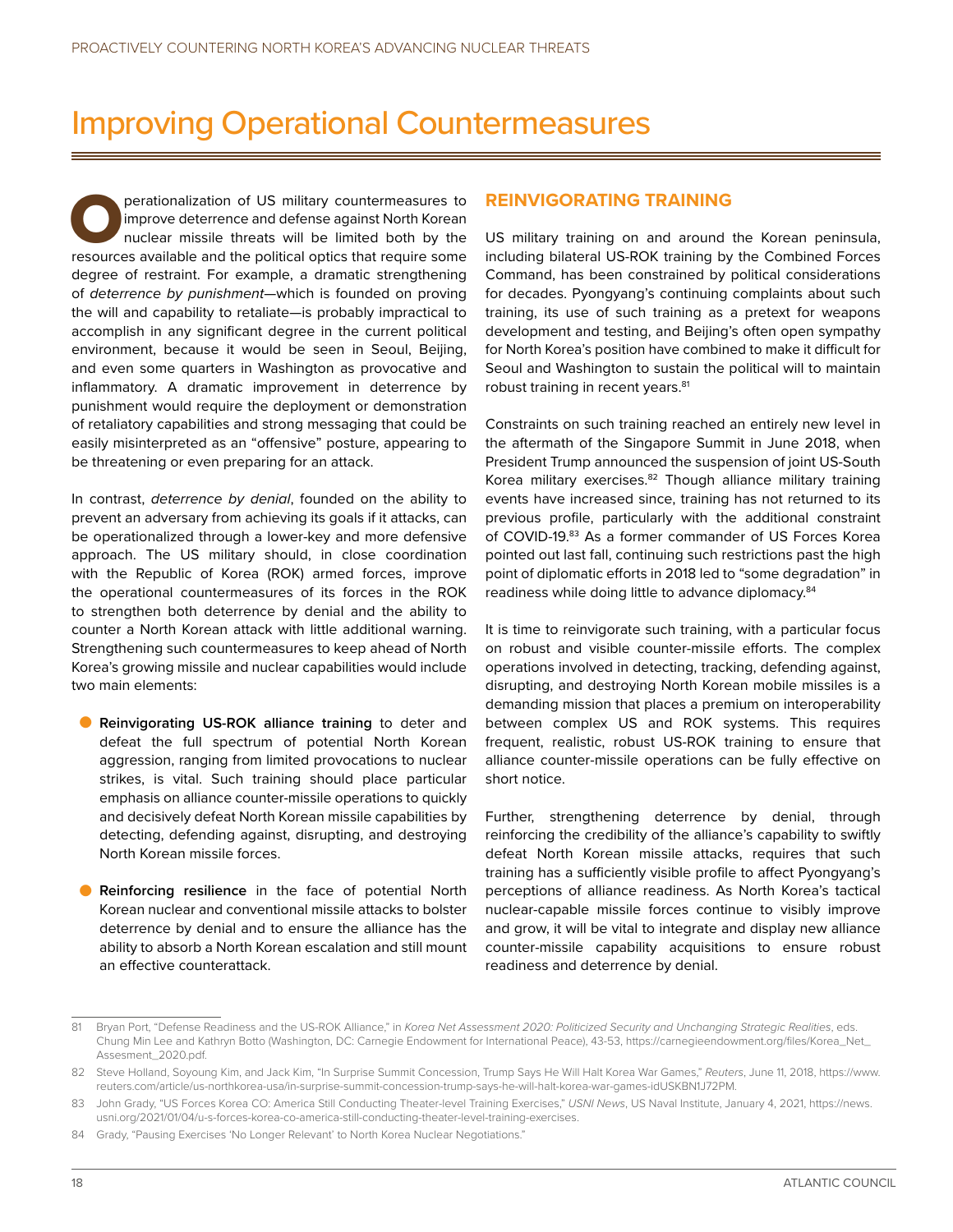# Improving Operational Countermeasures

Operationalization of US military countermeasures to improve deterrence and defense against North Korean nuclear missile threats will be limited both by the resources available and the political optics that require some degree of restraint. For example, a dramatic strengthening of *deterrence by punishment*—which is founded on proving the will and capability to retaliate—is probably impractical to accomplish in any significant degree in the current political environment, because it would be seen in Seoul, Beijing, and even some quarters in Washington as provocative and inflammatory. A dramatic improvement in deterrence by punishment would require the deployment or demonstration of retaliatory capabilities and strong messaging that could be easily misinterpreted as an "offensive" posture, appearing to be threatening or even preparing for an attack.

In contrast, *deterrence by denial*, founded on the ability to prevent an adversary from achieving its goals if it attacks, can be operationalized through a lower-key and more defensive approach. The US military should, in close coordination with the Republic of Korea (ROK) armed forces, improve the operational countermeasures of its forces in the ROK to strengthen both deterrence by denial and the ability to counter a North Korean attack with little additional warning. Strengthening such countermeasures to keep ahead of North Korea's growing missile and nuclear capabilities would include two main elements:

- **Reinvigorating US-ROK alliance training** to deter and defeat the full spectrum of potential North Korean aggression, ranging from limited provocations to nuclear strikes, is vital. Such training should place particular emphasis on alliance counter-missile operations to quickly and decisively defeat North Korean missile capabilities by detecting, defending against, disrupting, and destroying North Korean missile forces.
- **Reinforcing resilience** in the face of potential North Korean nuclear and conventional missile attacks to bolster deterrence by denial and to ensure the alliance has the ability to absorb a North Korean escalation and still mount an effective counterattack.

## REINVIGORATING TRAINING

US military training on and around the Korean peninsula, including bilateral US-ROK training by the Combined Forces Command, has been constrained by political considerations for decades. Pyongyang's continuing complaints about such training, its use of such training as a pretext for weapons development and testing, and Beijing's often open sympathy for North Korea's position have combined to make it difficult for Seoul and Washington to sustain the political will to maintain robust training in recent years.[81]

Constraints on such training reached an entirely new level in the aftermath of the Singapore Summit in June 2018, when President Trump announced the suspension of joint US-South Korea military exercises.[82] Though alliance military training events have increased since, training has not returned to its previous profile, particularly with the additional constraint of COVID-19.[83] As a former commander of US Forces Korea pointed out last fall, continuing such restrictions past the high point of diplomatic efforts in 2018 led to "some degradation" in readiness while doing little to advance diplomacy.[84]

It is time to reinvigorate such training, with a particular focus on robust and visible counter-missile efforts. The complex operations involved in detecting, tracking, defending against, disrupting, and destroying North Korean mobile missiles is a demanding mission that places a premium on interoperability between complex US and ROK systems. This requires frequent, realistic, robust US-ROK training to ensure that alliance counter-missile operations can be fully effective on short notice.

Further, strengthening deterrence by denial, through reinforcing the credibility of the alliance's capability to swiftly defeat North Korean missile attacks, requires that such training has a sufficiently visible profile to affect Pyongyang's perceptions of alliance readiness. As North Korea's tactical nuclear-capable missile forces continue to visibly improve and grow, it will be vital to integrate and display new alliance counter-missile capability acquisitions to ensure robust readiness and deterrence by denial.

---

81 Bryan Port, "Defense Readiness and the US-ROK Alliance," in *Korea Net Assessment 2020: Politicized Security and Unchanging Strategic Realities*, eds. Chung Min Lee and Kathryn Botto (Washington, DC: Carnegie Endowment for International Peace), 43-53, https://carnegieendowment.org/files/Korea_Net_Assesment_2020.pdf.

82 Steve Holland, Soyoung Kim, and Jack Kim, "In Surprise Summit Concession, Trump Says He Will Halt Korea War Games," *Reuters*, June 11, 2018, https://www.reuters.com/article/us-northkorea-usa/in-surprise-summit-concession-trump-says-he-will-halt-korea-war-games-idUSKBN1J72PM.

83 John Grady, "US Forces Korea CO: America Still Conducting Theater-level Training Exercises," *USNI News*, US Naval Institute, January 4, 2021, https://news.usni.org/2021/01/04/u-s-forces-korea-co-america-still-conducting-theater-level-training-exercises.

84 Grady, "Pausing Exercises 'No Longer Relevant' to North Korea Nuclear Negotiations."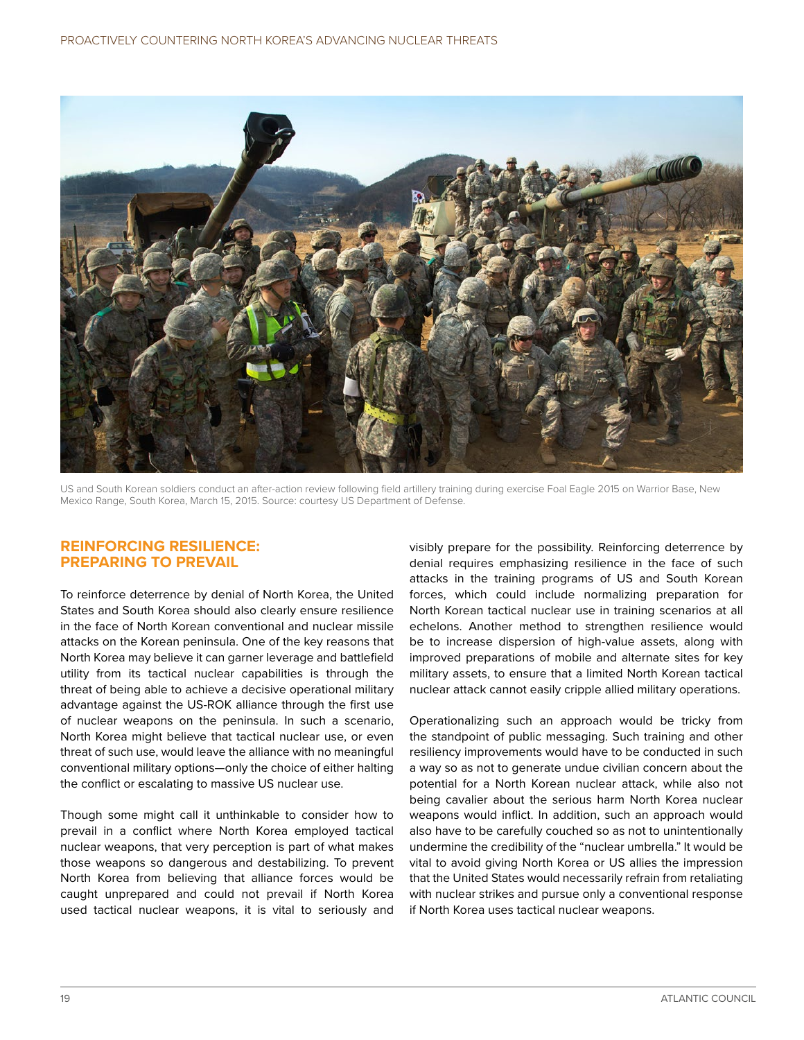US and South Korean soldiers conduct an after-action review following field artillery training during exercise Foal Eagle 2015 on Warrior Base, New Mexico Range, South Korea, March 15, 2015. Source: courtesy US Department of Defense.

## REINFORCING RESILIENCE: PREPARING TO PREVAIL

To reinforce deterrence by denial of North Korea, the United States and South Korea should also clearly ensure resilience in the face of North Korean conventional and nuclear missile attacks on the Korean peninsula. One of the key reasons that North Korea may believe it can garner leverage and battlefield utility from its tactical nuclear capabilities is through the threat of being able to achieve a decisive operational military advantage against the US-ROK alliance through the first use of nuclear weapons on the peninsula. In such a scenario, North Korea might believe that tactical nuclear use, or even threat of such use, would leave the alliance with no meaningful conventional military options—only the choice of either halting the conflict or escalating to massive US nuclear use.

Though some might call it unthinkable to consider how to prevail in a conflict where North Korea employed tactical nuclear weapons, that very perception is part of what makes those weapons so dangerous and destabilizing. To prevent North Korea from believing that alliance forces would be caught unprepared and could not prevail if North Korea used tactical nuclear weapons, it is vital to seriously and visibly prepare for the possibility. Reinforcing deterrence by denial requires emphasizing resilience in the face of such attacks in the training programs of US and South Korean forces, which could include normalizing preparation for North Korean tactical nuclear use in training scenarios at all echelons. Another method to strengthen resilience would be to increase dispersion of high-value assets, along with improved preparations of mobile and alternate sites for key military assets, to ensure that a limited North Korean tactical nuclear attack cannot easily cripple allied military operations.

Operationalizing such an approach would be tricky from the standpoint of public messaging. Such training and other resiliency improvements would have to be conducted in such a way so as not to generate undue civilian concern about the potential for a North Korean nuclear attack, while also not being cavalier about the serious harm North Korea nuclear weapons would inflict. In addition, such an approach would also have to be carefully couched so as not to unintentionally undermine the credibility of the "nuclear umbrella." It would be vital to avoid giving North Korea or US allies the impression that the United States would necessarily refrain from retaliating with nuclear strikes and pursue only a conventional response if North Korea uses tactical nuclear weapons.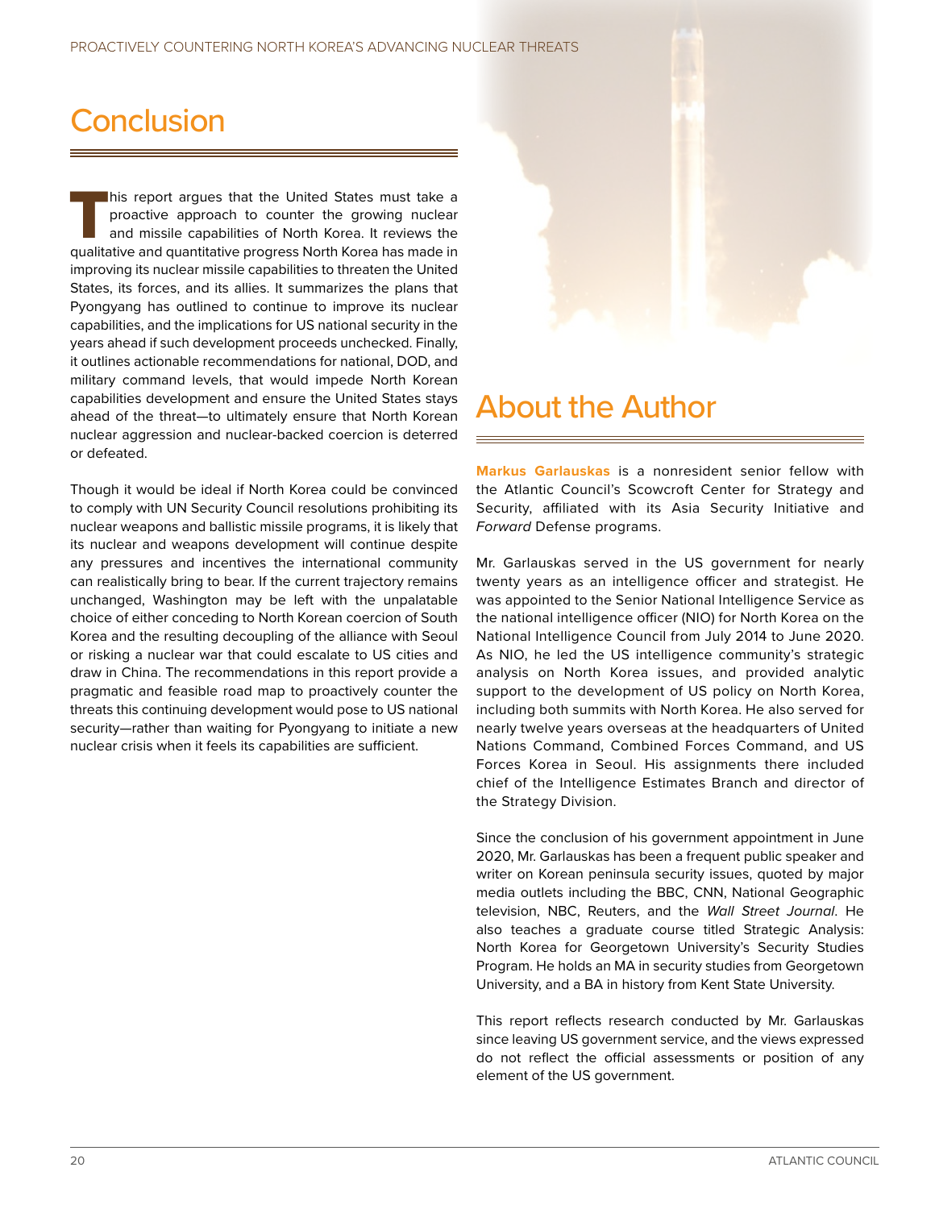# Conclusion

This report argues that the United States must take a proactive approach to counter the growing nuclear and missile capabilities of North Korea. It reviews the qualitative and quantitative progress North Korea has made in improving its nuclear missile capabilities to threaten the United States, its forces, and its allies. It summarizes the plans that Pyongyang has outlined to continue to improve its nuclear capabilities, and the implications for US national security in the years ahead if such development proceeds unchecked. Finally, it outlines actionable recommendations for national, DOD, and military command levels, that would impede North Korean capabilities development and ensure the United States stays ahead of the threat—to ultimately ensure that North Korean nuclear aggression and nuclear-backed coercion is deterred or defeated.

Though it would be ideal if North Korea could be convinced to comply with UN Security Council resolutions prohibiting its nuclear weapons and ballistic missile programs, it is likely that its nuclear and weapons development will continue despite any pressures and incentives the international community can realistically bring to bear. If the current trajectory remains unchanged, Washington may be left with the unpalatable choice of either conceding to North Korean coercion of South Korea and the resulting decoupling of the alliance with Seoul or risking a nuclear war that could escalate to US cities and draw in China. The recommendations in this report provide a pragmatic and feasible road map to proactively counter the threats this continuing development would pose to US national security—rather than waiting for Pyongyang to initiate a new nuclear crisis when it feels its capabilities are sufficient.

# About the Author

**Markus Garlauskas** is a nonresident senior fellow with the Atlantic Council's Scowcroft Center for Strategy and Security, affiliated with its Asia Security Initiative and *Forward* Defense programs.

Mr. Garlauskas served in the US government for nearly twenty years as an intelligence officer and strategist. He was appointed to the Senior National Intelligence Service as the national intelligence officer (NIO) for North Korea on the National Intelligence Council from July 2014 to June 2020. As NIO, he led the US intelligence community's strategic analysis on North Korea issues, and provided analytic support to the development of US policy on North Korea, including both summits with North Korea. He also served for nearly twelve years overseas at the headquarters of United Nations Command, Combined Forces Command, and US Forces Korea in Seoul. His assignments there included chief of the Intelligence Estimates Branch and director of the Strategy Division.

Since the conclusion of his government appointment in June 2020, Mr. Garlauskas has been a frequent public speaker and writer on Korean peninsula security issues, quoted by major media outlets including the BBC, CNN, National Geographic television, NBC, Reuters, and the *Wall Street Journal*. He also teaches a graduate course titled Strategic Analysis: North Korea for Georgetown University's Security Studies Program. He holds an MA in security studies from Georgetown University, and a BA in history from Kent State University.

This report reflects research conducted by Mr. Garlauskas since leaving US government service, and the views expressed do not reflect the official assessments or position of any element of the US government.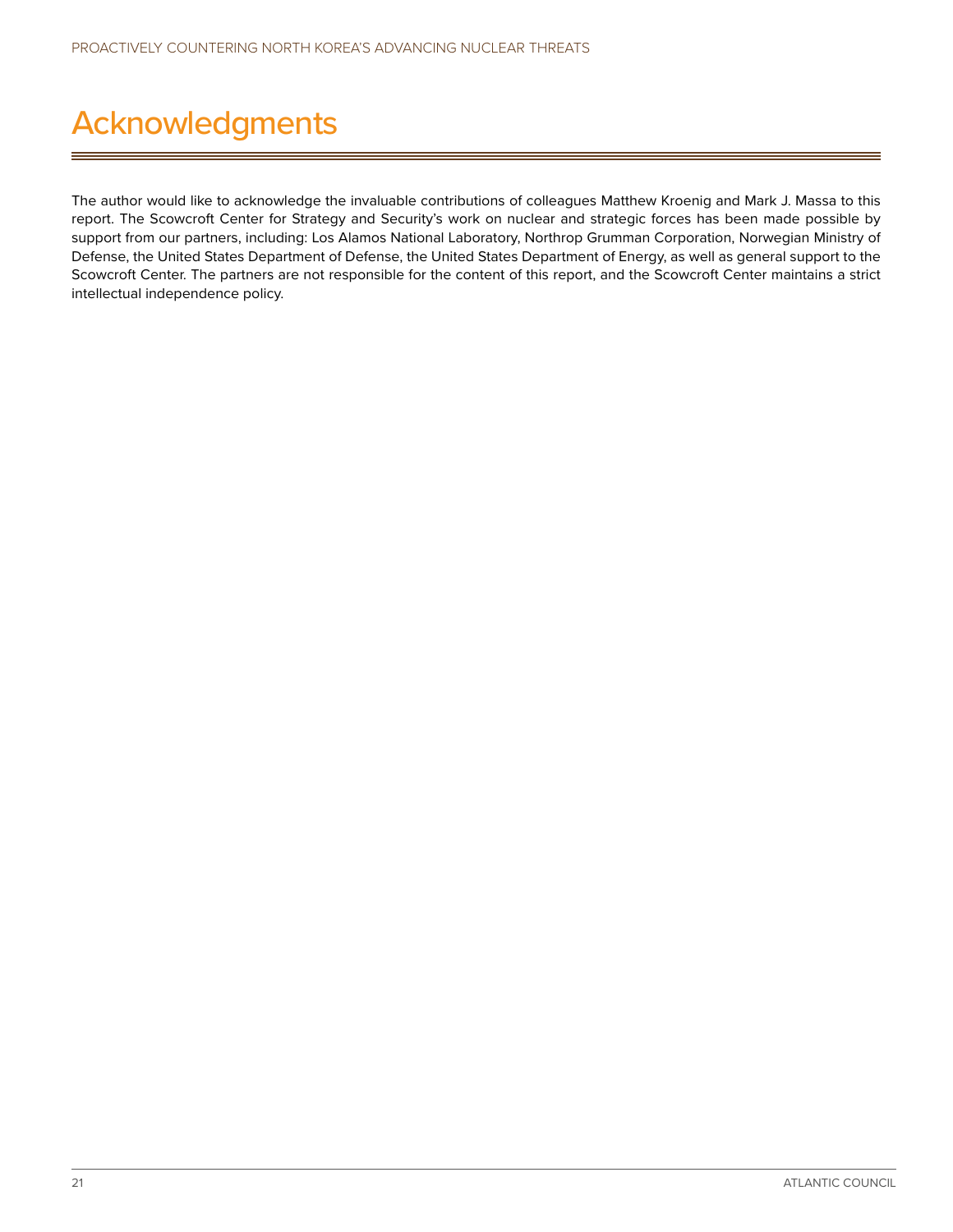# Acknowledgments

The author would like to acknowledge the invaluable contributions of colleagues Matthew Kroenig and Mark J. Massa to this report. The Scowcroft Center for Strategy and Security's work on nuclear and strategic forces has been made possible by support from our partners, including: Los Alamos National Laboratory, Northrop Grumman Corporation, Norwegian Ministry of Defense, the United States Department of Defense, the United States Department of Energy, as well as general support to the Scowcroft Center. The partners are not responsible for the content of this report, and the Scowcroft Center maintains a strict intellectual independence policy.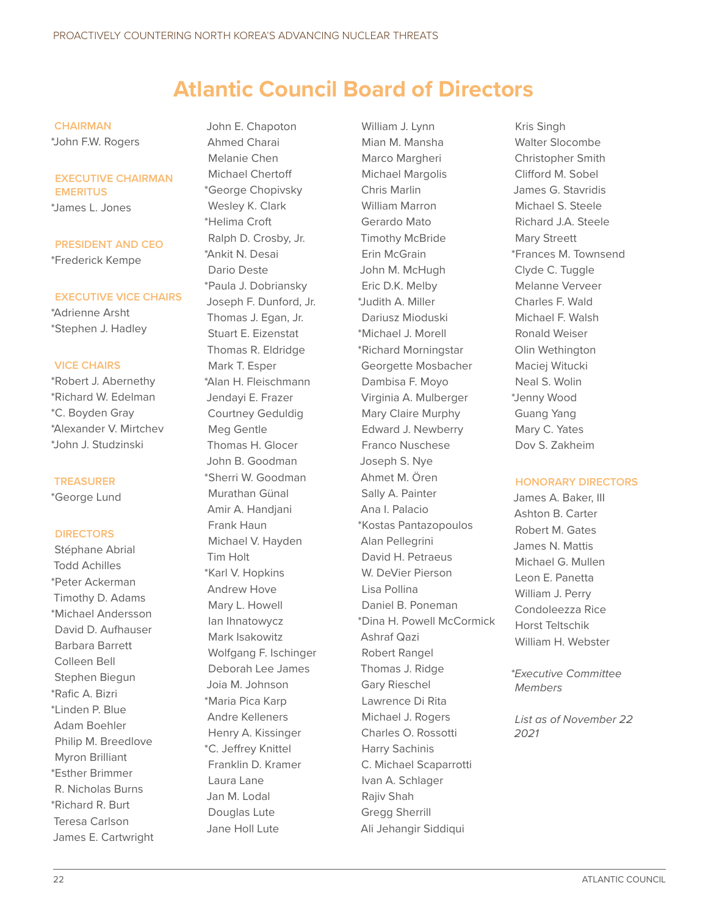# Atlantic Council Board of Directors

### CHAIRMAN

*John F.W. Rogers

### EXECUTIVE CHAIRMAN EMERITUS

*James L. Jones

### PRESIDENT AND CEO

*Frederick Kempe

### EXECUTIVE VICE CHAIRS

*Adrienne Arsht
*Stephen J. Hadley

### VICE CHAIRS

*Robert J. Abernethy
*Richard W. Edelman
*C. Boyden Gray
*Alexander V. Mirtchev
*John J. Studzinski

### TREASURER

*George Lund

### DIRECTORS

Stéphane Abrial
Todd Achilles
*Peter Ackerman
Timothy D. Adams
*Michael Andersson
David D. Aufhauser
Barbara Barrett
Colleen Bell
Stephen Biegun
*Rafic A. Bizri
*Linden P. Blue
Adam Boehler
Philip M. Breedlove
Myron Brilliant
*Esther Brimmer
R. Nicholas Burns
*Richard R. Burt
Teresa Carlson
James E. Cartwright
John E. Chapoton
Ahmed Charai
Melanie Chen
Michael Chertoff
*George Chopivsky
Wesley K. Clark
*Helima Croft
Ralph D. Crosby, Jr.
*Ankit N. Desai
Dario Deste
*Paula J. Dobriansky
Joseph F. Dunford, Jr.
Thomas J. Egan, Jr.
Stuart E. Eizenstat
Thomas R. Eldridge
Mark T. Esper
*Alan H. Fleischmann
Jendayi E. Frazer
Courtney Geduldig
Meg Gentle
Thomas H. Glocer
John B. Goodman
*Sherri W. Goodman
Murathan Günal
Amir A. Handjani
Frank Haun
Michael V. Hayden
Tim Holt
*Karl V. Hopkins
Andrew Hove
Mary L. Howell
Ian Ihnatowycz
Mark Isakowitz
Wolfgang F. Ischinger
Deborah Lee James
Joia M. Johnson
*Maria Pica Karp
Andre Kelleners
Henry A. Kissinger
*C. Jeffrey Knittel
Franklin D. Kramer
Laura Lane
Jan M. Lodal
Douglas Lute
Jane Holl Lute
William J. Lynn
Mian M. Mansha
Marco Margheri
Michael Margolis
Chris Marlin
William Marron
Gerardo Mato
Timothy McBride
Erin McGrain
John M. McHugh
Eric D.K. Melby
*Judith A. Miller
Dariusz Mioduski
*Michael J. Morell
*Richard Morningstar
Georgette Mosbacher
Dambisa F. Moyo
Virginia A. Mulberger
Mary Claire Murphy
Edward J. Newberry
Franco Nuschese
Joseph S. Nye
Ahmet M. Ören
Sally A. Painter
Ana I. Palacio
*Kostas Pantazopoulos
Alan Pellegrini
David H. Petraeus
W. DeVier Pierson
Lisa Pollina
Daniel B. Poneman
*Dina H. Powell McCormick
Ashraf Qazi
Robert Rangel
Thomas J. Ridge
Gary Rieschel
Lawrence Di Rita
Michael J. Rogers
Charles O. Rossotti
Harry Sachinis
C. Michael Scaparrotti
Ivan A. Schlager
Rajiv Shah
Gregg Sherrill
Ali Jehangir Siddiqui
Kris Singh
Walter Slocombe
Christopher Smith
Clifford M. Sobel
James G. Stavridis
Michael S. Steele
Richard J.A. Steele
Mary Streett
*Frances M. Townsend
Clyde C. Tuggle
Melanne Verveer
Charles F. Wald
Michael F. Walsh
Ronald Weiser
Olin Wethington
Maciej Witucki
Neal S. Wolin
*Jenny Wood
Guang Yang
Mary C. Yates
Dov S. Zakheim

### HONORARY DIRECTORS

James A. Baker, III
Ashton B. Carter
Robert M. Gates
James N. Mattis
Michael G. Mullen
Leon E. Panetta
William J. Perry
Condoleezza Rice
Horst Teltschik
William H. Webster

*\*Executive Committee Members*

*List as of November 22 2021*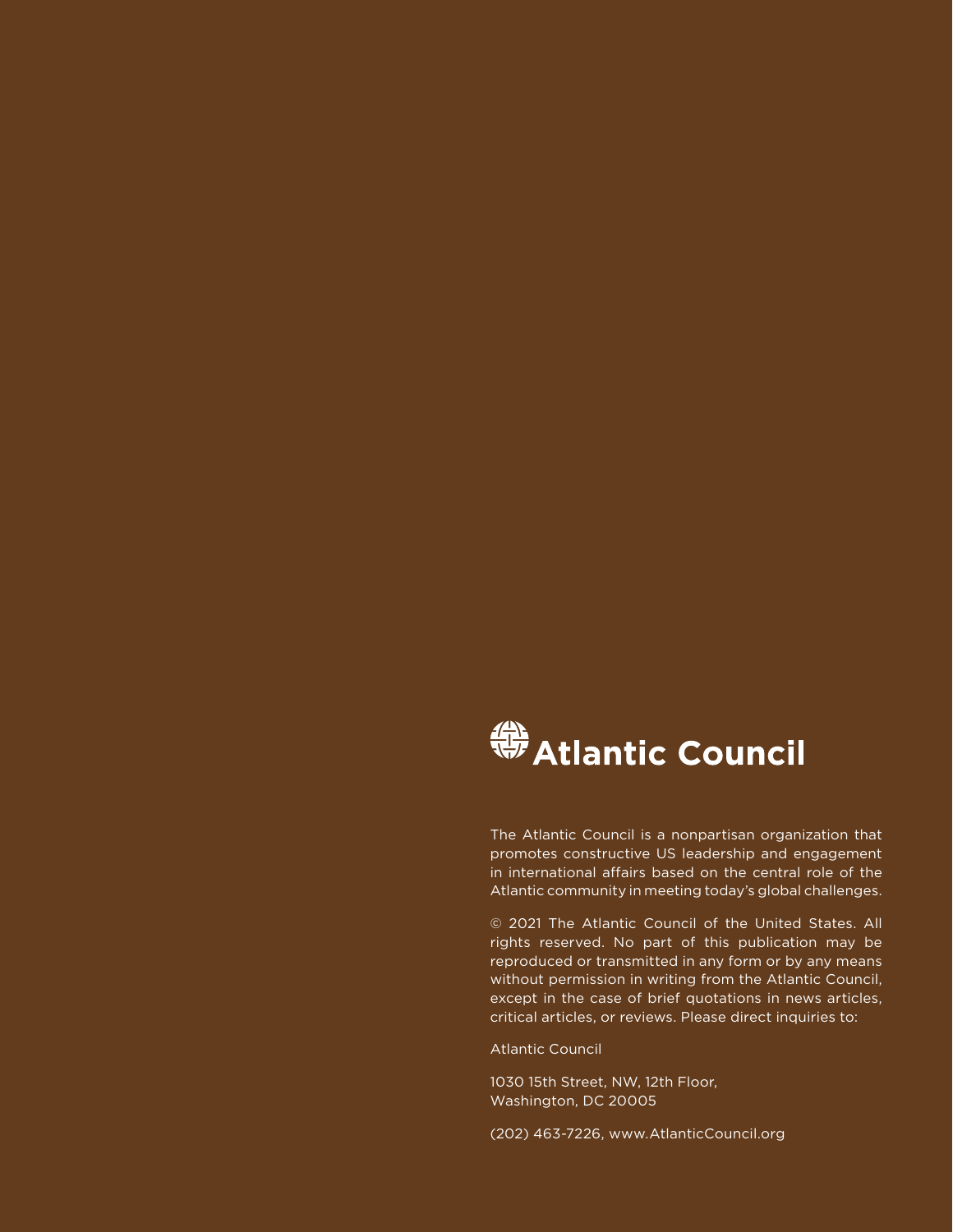# Atlantic Council

The Atlantic Council is a nonpartisan organization that promotes constructive US leadership and engagement in international affairs based on the central role of the Atlantic community in meeting today's global challenges.

© 2021 The Atlantic Council of the United States. All rights reserved. No part of this publication may be reproduced or transmitted in any form or by any means without permission in writing from the Atlantic Council, except in the case of brief quotations in news articles, critical articles, or reviews. Please direct inquiries to:

Atlantic Council

1030 15th Street, NW, 12th Floor,
Washington, DC 20005

(202) 463-7226, www.AtlanticCouncil.org